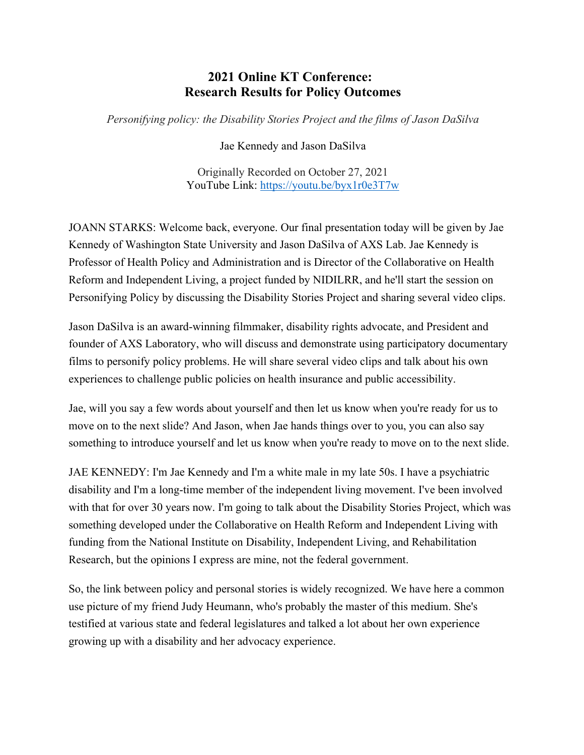# 2021 Online KT Conference: Research Results for Policy Outcomes

*Personifying policy: the Disability Stories Project and the films of Jason DaSilva*

Jae Kennedy and Jason DaSilva

Originally Recorded on October 27, 2021
YouTube Link: https://youtu.be/byx1r0e3T7w

JOANN STARKS: Welcome back, everyone. Our final presentation today will be given by Jae Kennedy of Washington State University and Jason DaSilva of AXS Lab. Jae Kennedy is Professor of Health Policy and Administration and is Director of the Collaborative on Health Reform and Independent Living, a project funded by NIDILRR, and he'll start the session on Personifying Policy by discussing the Disability Stories Project and sharing several video clips.

Jason DaSilva is an award-winning filmmaker, disability rights advocate, and President and founder of AXS Laboratory, who will discuss and demonstrate using participatory documentary films to personify policy problems. He will share several video clips and talk about his own experiences to challenge public policies on health insurance and public accessibility.

Jae, will you say a few words about yourself and then let us know when you're ready for us to move on to the next slide? And Jason, when Jae hands things over to you, you can also say something to introduce yourself and let us know when you're ready to move on to the next slide.

JAE KENNEDY: I'm Jae Kennedy and I'm a white male in my late 50s. I have a psychiatric disability and I'm a long-time member of the independent living movement. I've been involved with that for over 30 years now. I'm going to talk about the Disability Stories Project, which was something developed under the Collaborative on Health Reform and Independent Living with funding from the National Institute on Disability, Independent Living, and Rehabilitation Research, but the opinions I express are mine, not the federal government.

So, the link between policy and personal stories is widely recognized. We have here a common use picture of my friend Judy Heumann, who's probably the master of this medium. She's testified at various state and federal legislatures and talked a lot about her own experience growing up with a disability and her advocacy experience.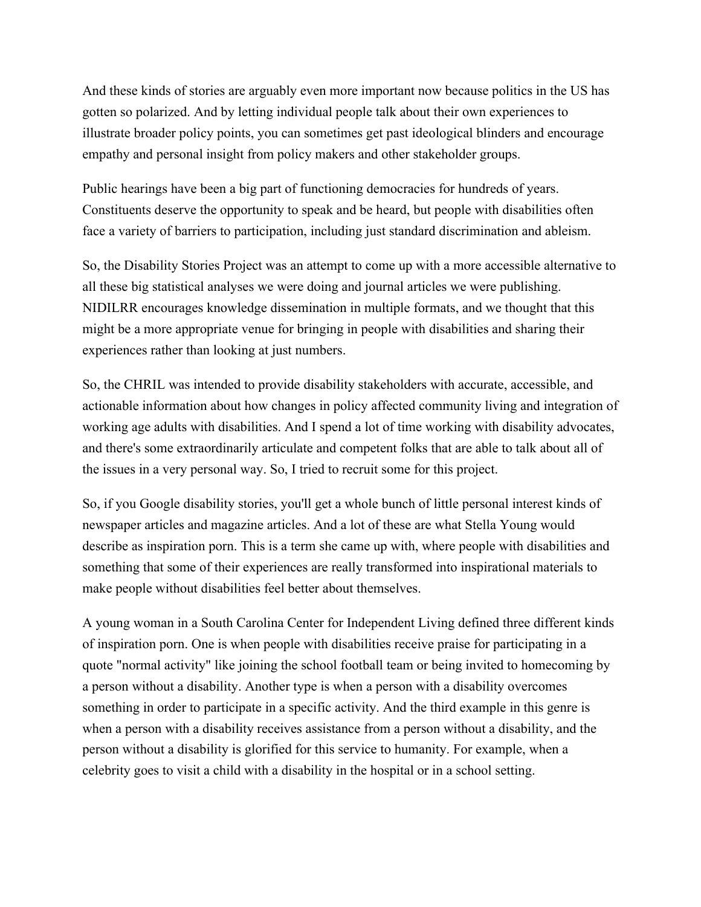And these kinds of stories are arguably even more important now because politics in the US has gotten so polarized. And by letting individual people talk about their own experiences to illustrate broader policy points, you can sometimes get past ideological blinders and encourage empathy and personal insight from policy makers and other stakeholder groups.

Public hearings have been a big part of functioning democracies for hundreds of years. Constituents deserve the opportunity to speak and be heard, but people with disabilities often face a variety of barriers to participation, including just standard discrimination and ableism.

So, the Disability Stories Project was an attempt to come up with a more accessible alternative to all these big statistical analyses we were doing and journal articles we were publishing. NIDILRR encourages knowledge dissemination in multiple formats, and we thought that this might be a more appropriate venue for bringing in people with disabilities and sharing their experiences rather than looking at just numbers.

So, the CHRIL was intended to provide disability stakeholders with accurate, accessible, and actionable information about how changes in policy affected community living and integration of working age adults with disabilities. And I spend a lot of time working with disability advocates, and there's some extraordinarily articulate and competent folks that are able to talk about all of the issues in a very personal way. So, I tried to recruit some for this project.

So, if you Google disability stories, you'll get a whole bunch of little personal interest kinds of newspaper articles and magazine articles. And a lot of these are what Stella Young would describe as inspiration porn. This is a term she came up with, where people with disabilities and something that some of their experiences are really transformed into inspirational materials to make people without disabilities feel better about themselves.

A young woman in a South Carolina Center for Independent Living defined three different kinds of inspiration porn. One is when people with disabilities receive praise for participating in a quote "normal activity" like joining the school football team or being invited to homecoming by a person without a disability. Another type is when a person with a disability overcomes something in order to participate in a specific activity. And the third example in this genre is when a person with a disability receives assistance from a person without a disability, and the person without a disability is glorified for this service to humanity. For example, when a celebrity goes to visit a child with a disability in the hospital or in a school setting.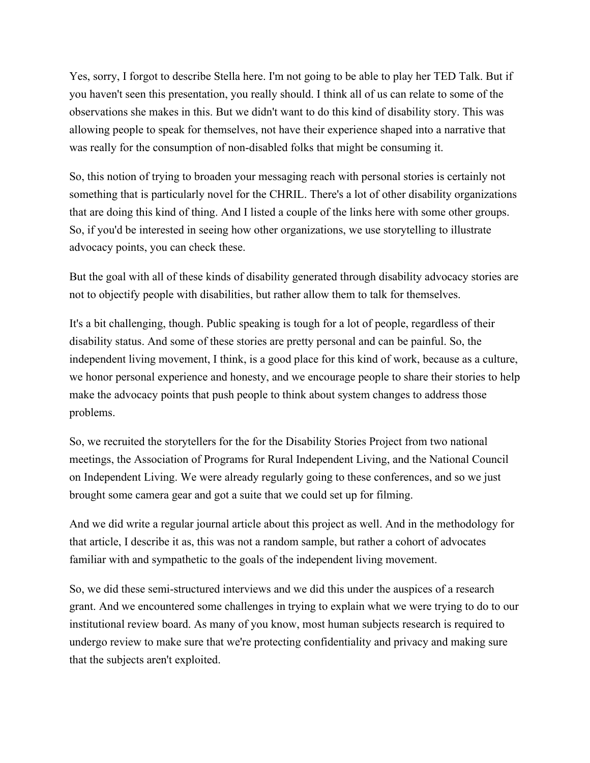Yes, sorry, I forgot to describe Stella here. I'm not going to be able to play her TED Talk. But if you haven't seen this presentation, you really should. I think all of us can relate to some of the observations she makes in this. But we didn't want to do this kind of disability story. This was allowing people to speak for themselves, not have their experience shaped into a narrative that was really for the consumption of non-disabled folks that might be consuming it.

So, this notion of trying to broaden your messaging reach with personal stories is certainly not something that is particularly novel for the CHRIL. There's a lot of other disability organizations that are doing this kind of thing. And I listed a couple of the links here with some other groups. So, if you'd be interested in seeing how other organizations, we use storytelling to illustrate advocacy points, you can check these.

But the goal with all of these kinds of disability generated through disability advocacy stories are not to objectify people with disabilities, but rather allow them to talk for themselves.

It's a bit challenging, though. Public speaking is tough for a lot of people, regardless of their disability status. And some of these stories are pretty personal and can be painful. So, the independent living movement, I think, is a good place for this kind of work, because as a culture, we honor personal experience and honesty, and we encourage people to share their stories to help make the advocacy points that push people to think about system changes to address those problems.

So, we recruited the storytellers for the for the Disability Stories Project from two national meetings, the Association of Programs for Rural Independent Living, and the National Council on Independent Living. We were already regularly going to these conferences, and so we just brought some camera gear and got a suite that we could set up for filming.

And we did write a regular journal article about this project as well. And in the methodology for that article, I describe it as, this was not a random sample, but rather a cohort of advocates familiar with and sympathetic to the goals of the independent living movement.

So, we did these semi-structured interviews and we did this under the auspices of a research grant. And we encountered some challenges in trying to explain what we were trying to do to our institutional review board. As many of you know, most human subjects research is required to undergo review to make sure that we're protecting confidentiality and privacy and making sure that the subjects aren't exploited.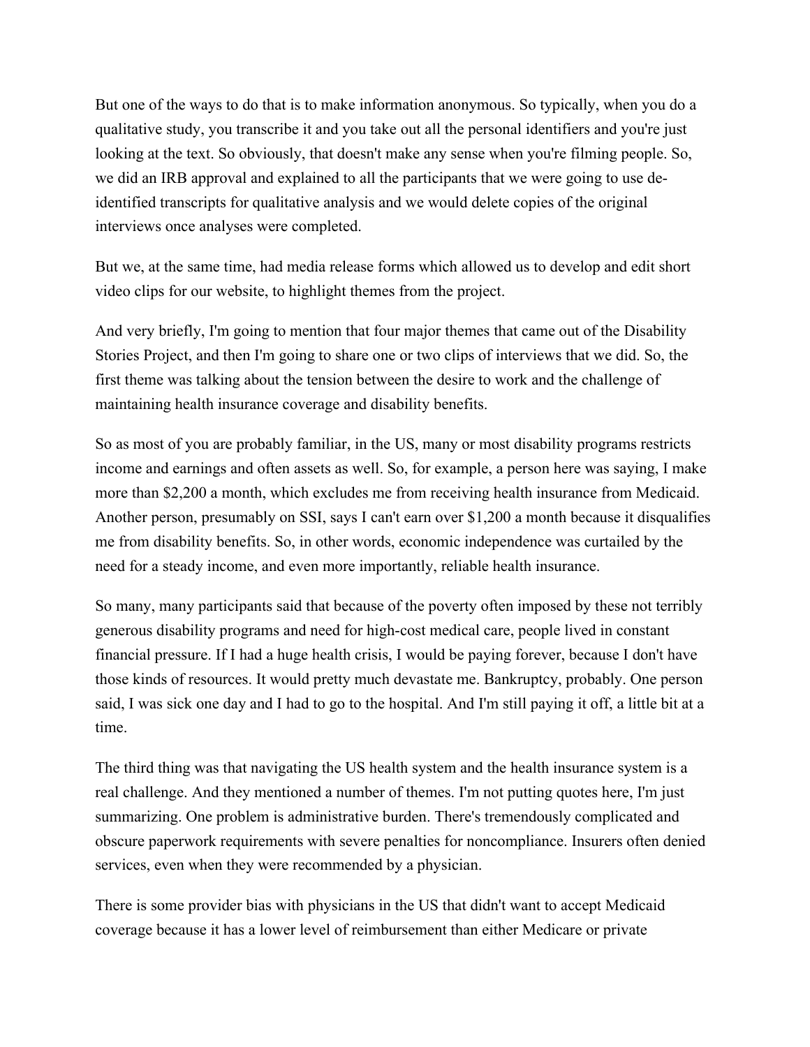But one of the ways to do that is to make information anonymous. So typically, when you do a qualitative study, you transcribe it and you take out all the personal identifiers and you're just looking at the text. So obviously, that doesn't make any sense when you're filming people. So, we did an IRB approval and explained to all the participants that we were going to use de-identified transcripts for qualitative analysis and we would delete copies of the original interviews once analyses were completed.

But we, at the same time, had media release forms which allowed us to develop and edit short video clips for our website, to highlight themes from the project.

And very briefly, I'm going to mention that four major themes that came out of the Disability Stories Project, and then I'm going to share one or two clips of interviews that we did. So, the first theme was talking about the tension between the desire to work and the challenge of maintaining health insurance coverage and disability benefits.

So as most of you are probably familiar, in the US, many or most disability programs restricts income and earnings and often assets as well. So, for example, a person here was saying, I make more than $2,200 a month, which excludes me from receiving health insurance from Medicaid. Another person, presumably on SSI, says I can't earn over $1,200 a month because it disqualifies me from disability benefits. So, in other words, economic independence was curtailed by the need for a steady income, and even more importantly, reliable health insurance.

So many, many participants said that because of the poverty often imposed by these not terribly generous disability programs and need for high-cost medical care, people lived in constant financial pressure. If I had a huge health crisis, I would be paying forever, because I don't have those kinds of resources. It would pretty much devastate me. Bankruptcy, probably. One person said, I was sick one day and I had to go to the hospital. And I'm still paying it off, a little bit at a time.

The third thing was that navigating the US health system and the health insurance system is a real challenge. And they mentioned a number of themes. I'm not putting quotes here, I'm just summarizing. One problem is administrative burden. There's tremendously complicated and obscure paperwork requirements with severe penalties for noncompliance. Insurers often denied services, even when they were recommended by a physician.

There is some provider bias with physicians in the US that didn't want to accept Medicaid coverage because it has a lower level of reimbursement than either Medicare or private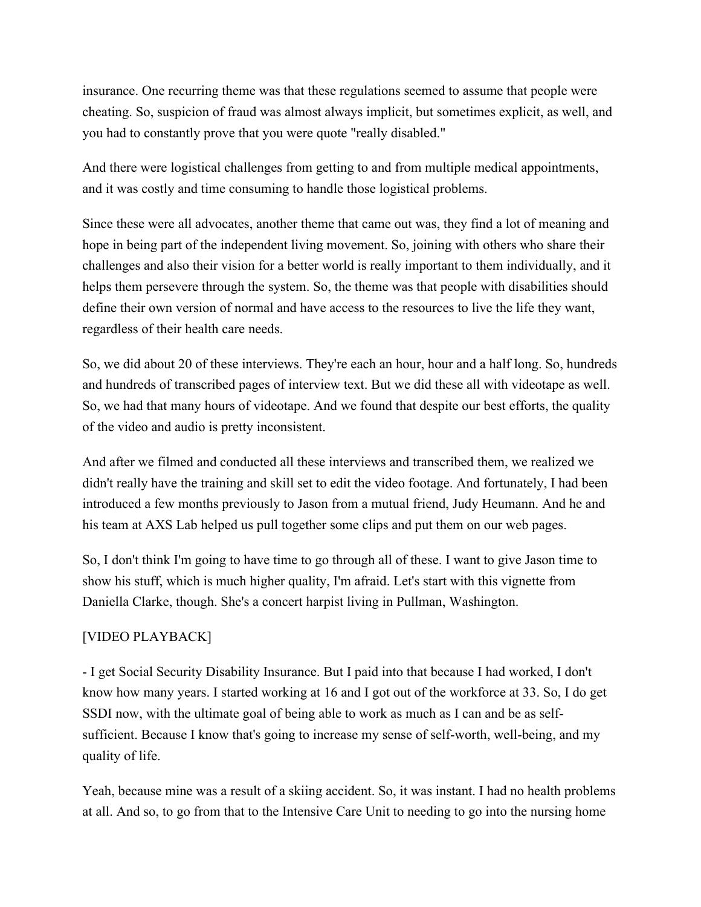insurance. One recurring theme was that these regulations seemed to assume that people were cheating. So, suspicion of fraud was almost always implicit, but sometimes explicit, as well, and you had to constantly prove that you were quote "really disabled."

And there were logistical challenges from getting to and from multiple medical appointments, and it was costly and time consuming to handle those logistical problems.

Since these were all advocates, another theme that came out was, they find a lot of meaning and hope in being part of the independent living movement. So, joining with others who share their challenges and also their vision for a better world is really important to them individually, and it helps them persevere through the system. So, the theme was that people with disabilities should define their own version of normal and have access to the resources to live the life they want, regardless of their health care needs.

So, we did about 20 of these interviews. They're each an hour, hour and a half long. So, hundreds and hundreds of transcribed pages of interview text. But we did these all with videotape as well. So, we had that many hours of videotape. And we found that despite our best efforts, the quality of the video and audio is pretty inconsistent.

And after we filmed and conducted all these interviews and transcribed them, we realized we didn't really have the training and skill set to edit the video footage. And fortunately, I had been introduced a few months previously to Jason from a mutual friend, Judy Heumann. And he and his team at AXS Lab helped us pull together some clips and put them on our web pages.

So, I don't think I'm going to have time to go through all of these. I want to give Jason time to show his stuff, which is much higher quality, I'm afraid. Let's start with this vignette from Daniella Clarke, though. She's a concert harpist living in Pullman, Washington.

[VIDEO PLAYBACK]

- I get Social Security Disability Insurance. But I paid into that because I had worked, I don't know how many years. I started working at 16 and I got out of the workforce at 33. So, I do get SSDI now, with the ultimate goal of being able to work as much as I can and be as self-sufficient. Because I know that's going to increase my sense of self-worth, well-being, and my quality of life.

Yeah, because mine was a result of a skiing accident. So, it was instant. I had no health problems at all. And so, to go from that to the Intensive Care Unit to needing to go into the nursing home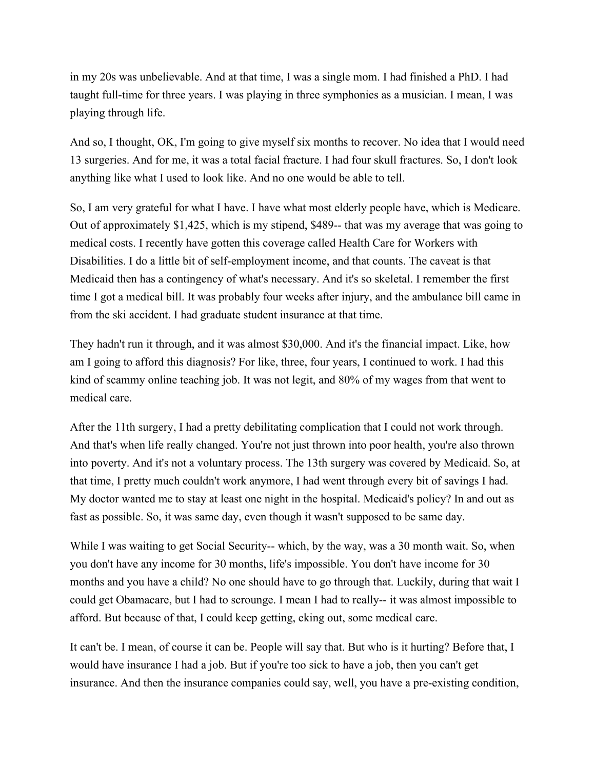in my 20s was unbelievable. And at that time, I was a single mom. I had finished a PhD. I had taught full-time for three years. I was playing in three symphonies as a musician. I mean, I was playing through life.

And so, I thought, OK, I'm going to give myself six months to recover. No idea that I would need 13 surgeries. And for me, it was a total facial fracture. I had four skull fractures. So, I don't look anything like what I used to look like. And no one would be able to tell.

So, I am very grateful for what I have. I have what most elderly people have, which is Medicare. Out of approximately $1,425, which is my stipend, $489-- that was my average that was going to medical costs. I recently have gotten this coverage called Health Care for Workers with Disabilities. I do a little bit of self-employment income, and that counts. The caveat is that Medicaid then has a contingency of what's necessary. And it's so skeletal. I remember the first time I got a medical bill. It was probably four weeks after injury, and the ambulance bill came in from the ski accident. I had graduate student insurance at that time.

They hadn't run it through, and it was almost $30,000. And it's the financial impact. Like, how am I going to afford this diagnosis? For like, three, four years, I continued to work. I had this kind of scammy online teaching job. It was not legit, and 80% of my wages from that went to medical care.

After the 11th surgery, I had a pretty debilitating complication that I could not work through. And that's when life really changed. You're not just thrown into poor health, you're also thrown into poverty. And it's not a voluntary process. The 13th surgery was covered by Medicaid. So, at that time, I pretty much couldn't work anymore, I had went through every bit of savings I had. My doctor wanted me to stay at least one night in the hospital. Medicaid's policy? In and out as fast as possible. So, it was same day, even though it wasn't supposed to be same day.

While I was waiting to get Social Security-- which, by the way, was a 30 month wait. So, when you don't have any income for 30 months, life's impossible. You don't have income for 30 months and you have a child? No one should have to go through that. Luckily, during that wait I could get Obamacare, but I had to scrounge. I mean I had to really-- it was almost impossible to afford. But because of that, I could keep getting, eking out, some medical care.

It can't be. I mean, of course it can be. People will say that. But who is it hurting? Before that, I would have insurance I had a job. But if you're too sick to have a job, then you can't get insurance. And then the insurance companies could say, well, you have a pre-existing condition,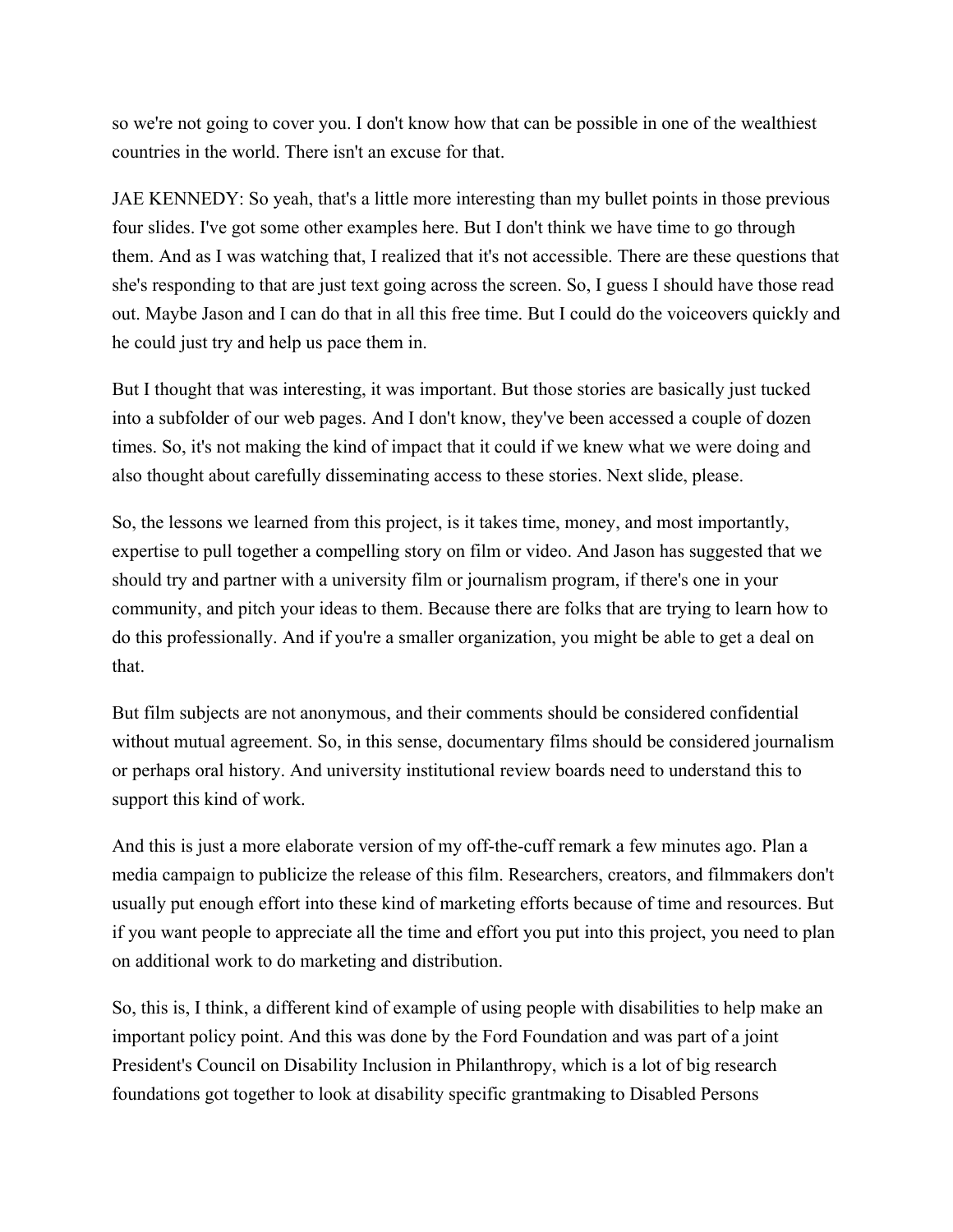so we're not going to cover you. I don't know how that can be possible in one of the wealthiest countries in the world. There isn't an excuse for that.

JAE KENNEDY: So yeah, that's a little more interesting than my bullet points in those previous four slides. I've got some other examples here. But I don't think we have time to go through them. And as I was watching that, I realized that it's not accessible. There are these questions that she's responding to that are just text going across the screen. So, I guess I should have those read out. Maybe Jason and I can do that in all this free time. But I could do the voiceovers quickly and he could just try and help us pace them in.

But I thought that was interesting, it was important. But those stories are basically just tucked into a subfolder of our web pages. And I don't know, they've been accessed a couple of dozen times. So, it's not making the kind of impact that it could if we knew what we were doing and also thought about carefully disseminating access to these stories. Next slide, please.

So, the lessons we learned from this project, is it takes time, money, and most importantly, expertise to pull together a compelling story on film or video. And Jason has suggested that we should try and partner with a university film or journalism program, if there's one in your community, and pitch your ideas to them. Because there are folks that are trying to learn how to do this professionally. And if you're a smaller organization, you might be able to get a deal on that.

But film subjects are not anonymous, and their comments should be considered confidential without mutual agreement. So, in this sense, documentary films should be considered journalism or perhaps oral history. And university institutional review boards need to understand this to support this kind of work.

And this is just a more elaborate version of my off-the-cuff remark a few minutes ago. Plan a media campaign to publicize the release of this film. Researchers, creators, and filmmakers don't usually put enough effort into these kind of marketing efforts because of time and resources. But if you want people to appreciate all the time and effort you put into this project, you need to plan on additional work to do marketing and distribution.

So, this is, I think, a different kind of example of using people with disabilities to help make an important policy point. And this was done by the Ford Foundation and was part of a joint President's Council on Disability Inclusion in Philanthropy, which is a lot of big research foundations got together to look at disability specific grantmaking to Disabled Persons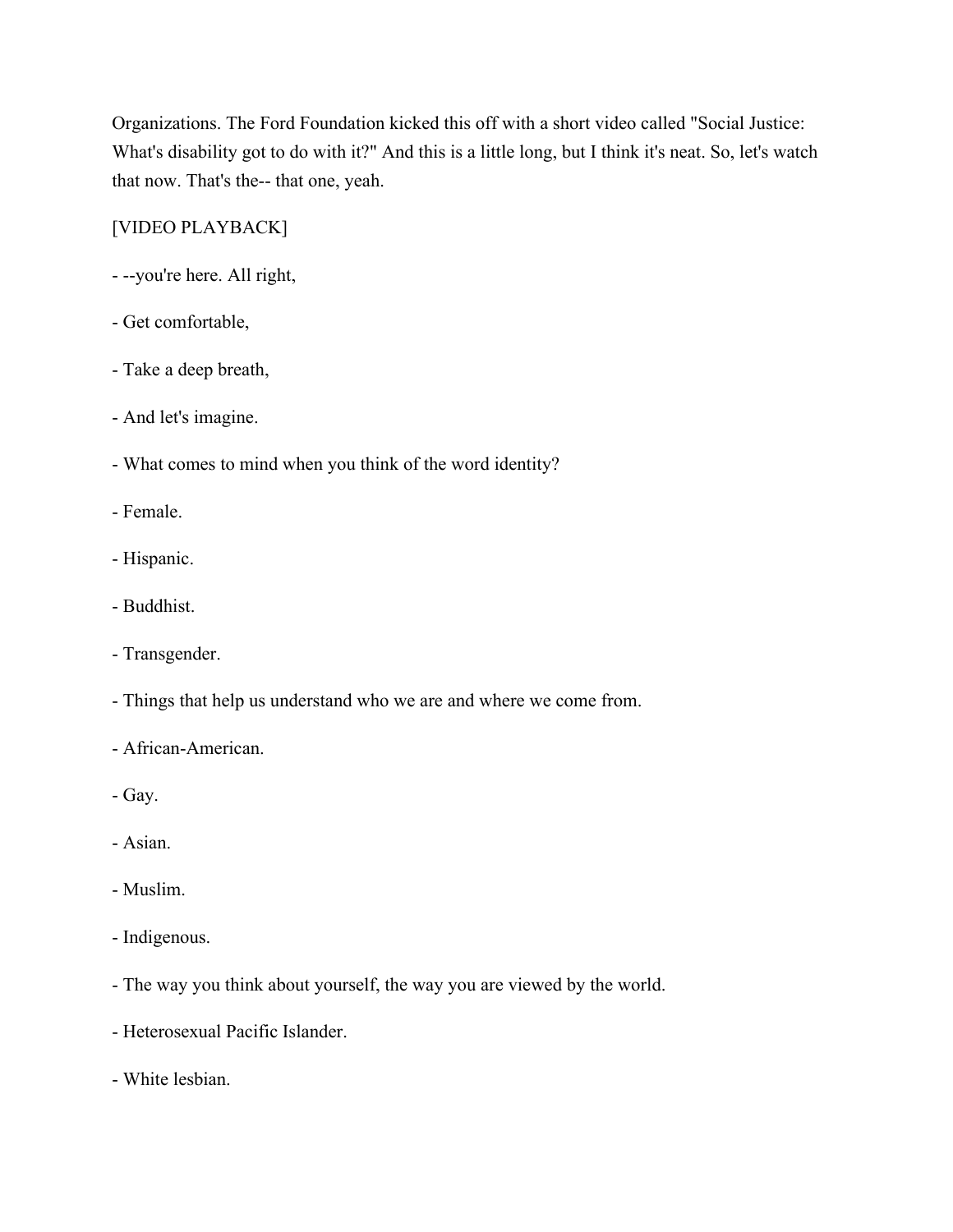Organizations. The Ford Foundation kicked this off with a short video called "Social Justice: What's disability got to do with it?" And this is a little long, but I think it's neat. So, let's watch that now. That's the-- that one, yeah.

[VIDEO PLAYBACK]

- --you're here. All right,

- Get comfortable,

- Take a deep breath,

- And let's imagine.

- What comes to mind when you think of the word identity?

- Female.

- Hispanic.

- Buddhist.

- Transgender.

- Things that help us understand who we are and where we come from.

- African-American.

- Gay.

- Asian.

- Muslim.

- Indigenous.

- The way you think about yourself, the way you are viewed by the world.

- Heterosexual Pacific Islander.

- White lesbian.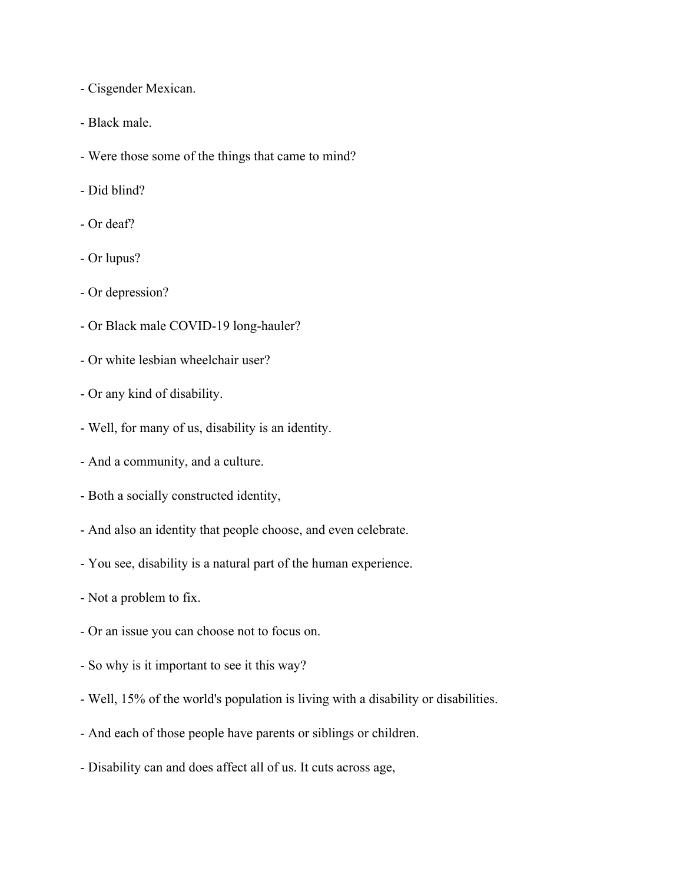- Cisgender Mexican.

- Black male.

- Were those some of the things that came to mind?

- Did blind?

- Or deaf?

- Or lupus?

- Or depression?

- Or Black male COVID-19 long-hauler?

- Or white lesbian wheelchair user?

- Or any kind of disability.

- Well, for many of us, disability is an identity.

- And a community, and a culture.

- Both a socially constructed identity,

- And also an identity that people choose, and even celebrate.

- You see, disability is a natural part of the human experience.

- Not a problem to fix.

- Or an issue you can choose not to focus on.

- So why is it important to see it this way?

- Well, 15% of the world's population is living with a disability or disabilities.

- And each of those people have parents or siblings or children.

- Disability can and does affect all of us. It cuts across age,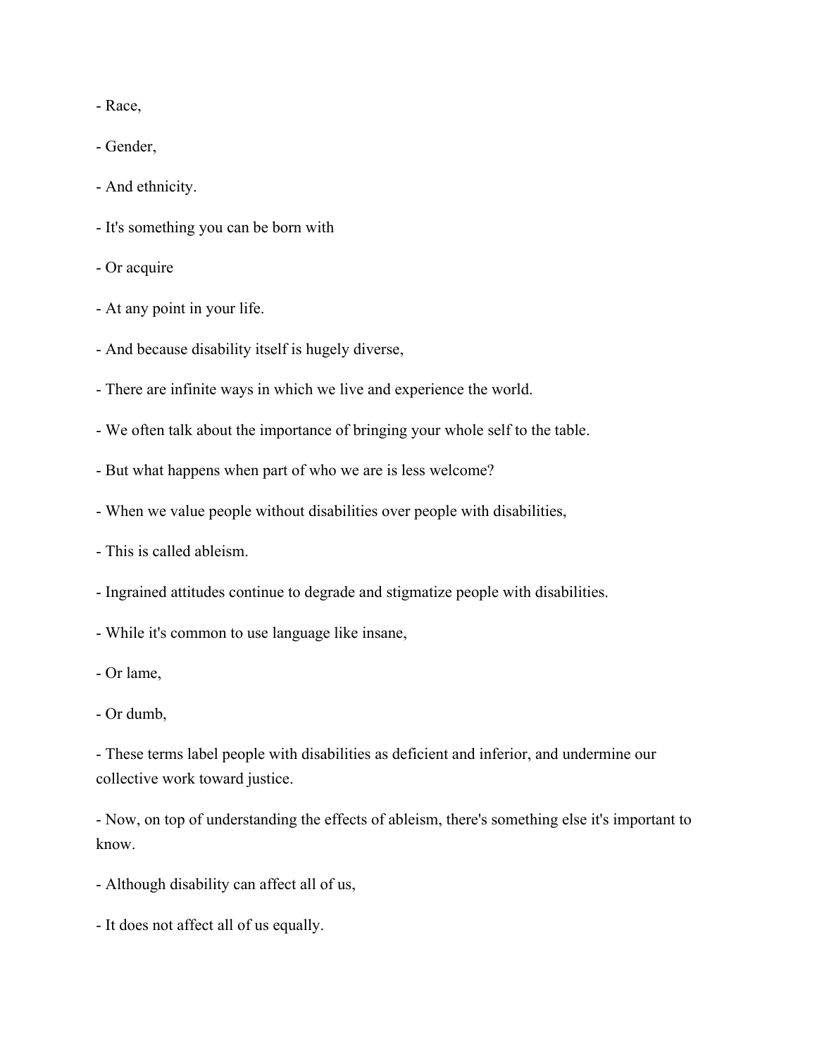- Race,

- Gender,

- And ethnicity.

- It's something you can be born with

- Or acquire

- At any point in your life.

- And because disability itself is hugely diverse,

- There are infinite ways in which we live and experience the world.

- We often talk about the importance of bringing your whole self to the table.

- But what happens when part of who we are is less welcome?

- When we value people without disabilities over people with disabilities,

- This is called ableism.

- Ingrained attitudes continue to degrade and stigmatize people with disabilities.

- While it's common to use language like insane,

- Or lame,

- Or dumb,

- These terms label people with disabilities as deficient and inferior, and undermine our collective work toward justice.

- Now, on top of understanding the effects of ableism, there's something else it's important to know.

- Although disability can affect all of us,

- It does not affect all of us equally.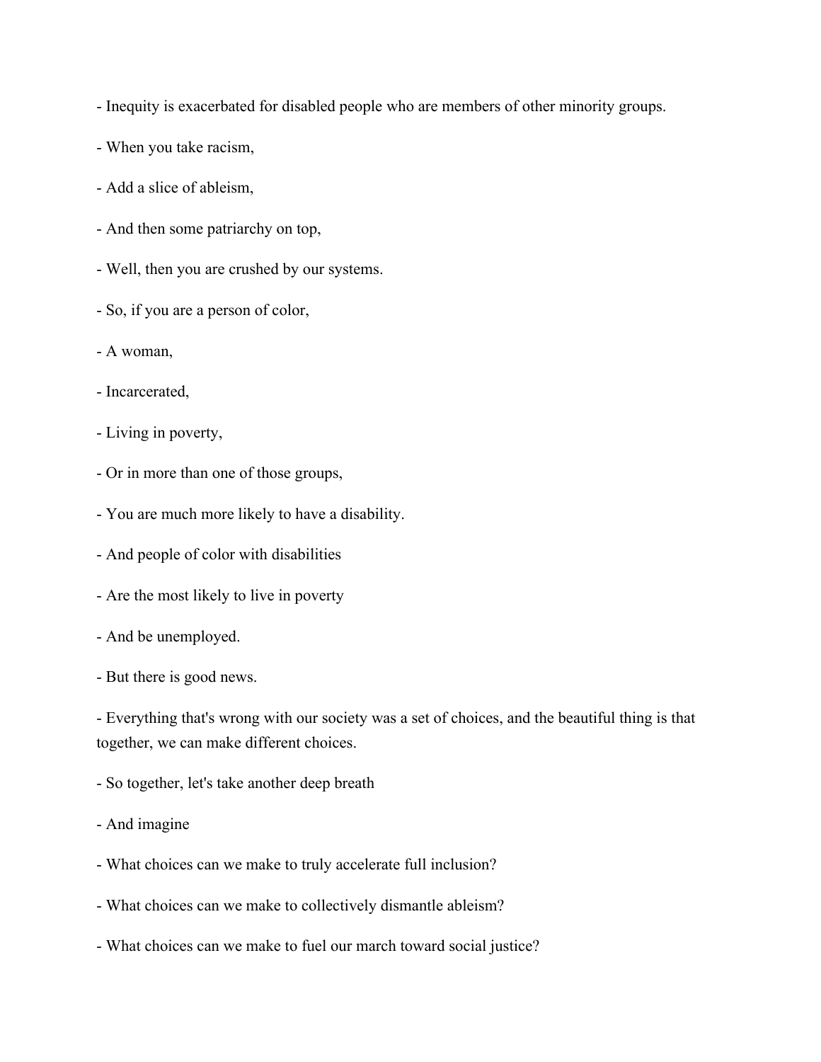- Inequity is exacerbated for disabled people who are members of other minority groups.

- When you take racism,

- Add a slice of ableism,

- And then some patriarchy on top,

- Well, then you are crushed by our systems.

- So, if you are a person of color,

- A woman,

- Incarcerated,

- Living in poverty,

- Or in more than one of those groups,

- You are much more likely to have a disability.

- And people of color with disabilities

- Are the most likely to live in poverty

- And be unemployed.

- But there is good news.

- Everything that's wrong with our society was a set of choices, and the beautiful thing is that together, we can make different choices.

- So together, let's take another deep breath

- And imagine

- What choices can we make to truly accelerate full inclusion?

- What choices can we make to collectively dismantle ableism?

- What choices can we make to fuel our march toward social justice?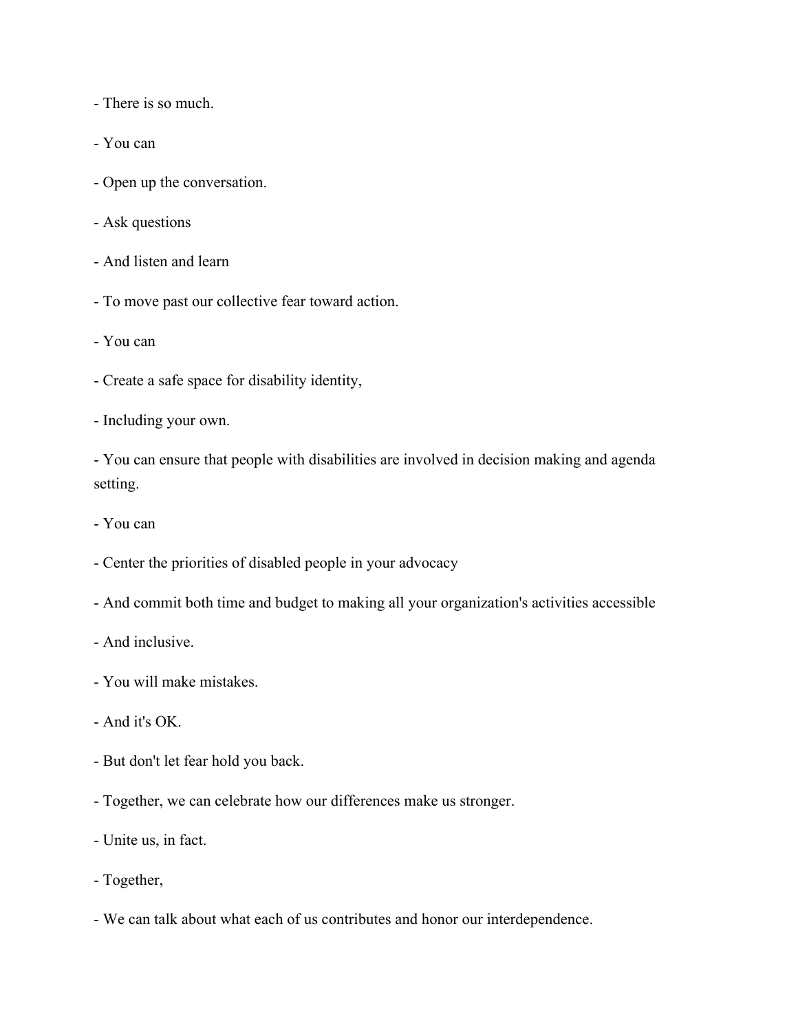- There is so much.

- You can

- Open up the conversation.

- Ask questions

- And listen and learn

- To move past our collective fear toward action.

- You can

- Create a safe space for disability identity,

- Including your own.

- You can ensure that people with disabilities are involved in decision making and agenda setting.

- You can

- Center the priorities of disabled people in your advocacy

- And commit both time and budget to making all your organization's activities accessible

- And inclusive.

- You will make mistakes.

- And it's OK.

- But don't let fear hold you back.

- Together, we can celebrate how our differences make us stronger.

- Unite us, in fact.

- Together,

- We can talk about what each of us contributes and honor our interdependence.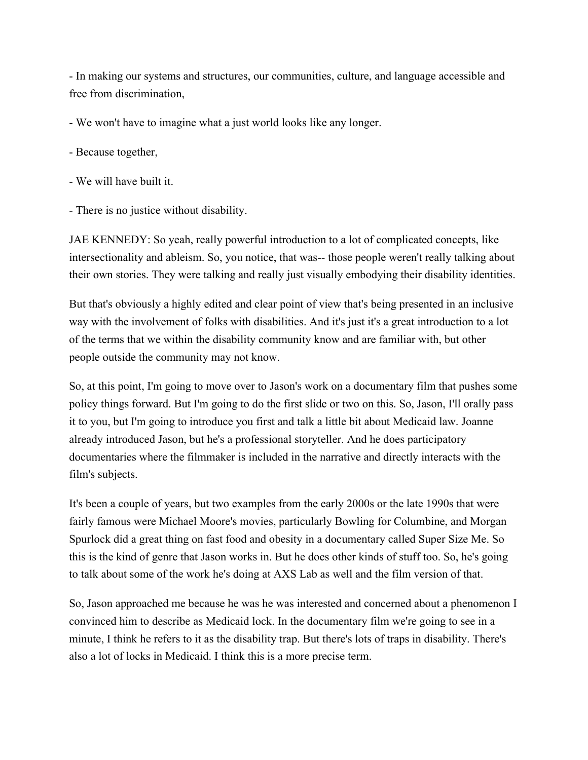- In making our systems and structures, our communities, culture, and language accessible and free from discrimination,

- We won't have to imagine what a just world looks like any longer.

- Because together,

- We will have built it.

- There is no justice without disability.

JAE KENNEDY: So yeah, really powerful introduction to a lot of complicated concepts, like intersectionality and ableism. So, you notice, that was-- those people weren't really talking about their own stories. They were talking and really just visually embodying their disability identities.

But that's obviously a highly edited and clear point of view that's being presented in an inclusive way with the involvement of folks with disabilities. And it's just it's a great introduction to a lot of the terms that we within the disability community know and are familiar with, but other people outside the community may not know.

So, at this point, I'm going to move over to Jason's work on a documentary film that pushes some policy things forward. But I'm going to do the first slide or two on this. So, Jason, I'll orally pass it to you, but I'm going to introduce you first and talk a little bit about Medicaid law. Joanne already introduced Jason, but he's a professional storyteller. And he does participatory documentaries where the filmmaker is included in the narrative and directly interacts with the film's subjects.

It's been a couple of years, but two examples from the early 2000s or the late 1990s that were fairly famous were Michael Moore's movies, particularly Bowling for Columbine, and Morgan Spurlock did a great thing on fast food and obesity in a documentary called Super Size Me. So this is the kind of genre that Jason works in. But he does other kinds of stuff too. So, he's going to talk about some of the work he's doing at AXS Lab as well and the film version of that.

So, Jason approached me because he was he was interested and concerned about a phenomenon I convinced him to describe as Medicaid lock. In the documentary film we're going to see in a minute, I think he refers to it as the disability trap. But there's lots of traps in disability. There's also a lot of locks in Medicaid. I think this is a more precise term.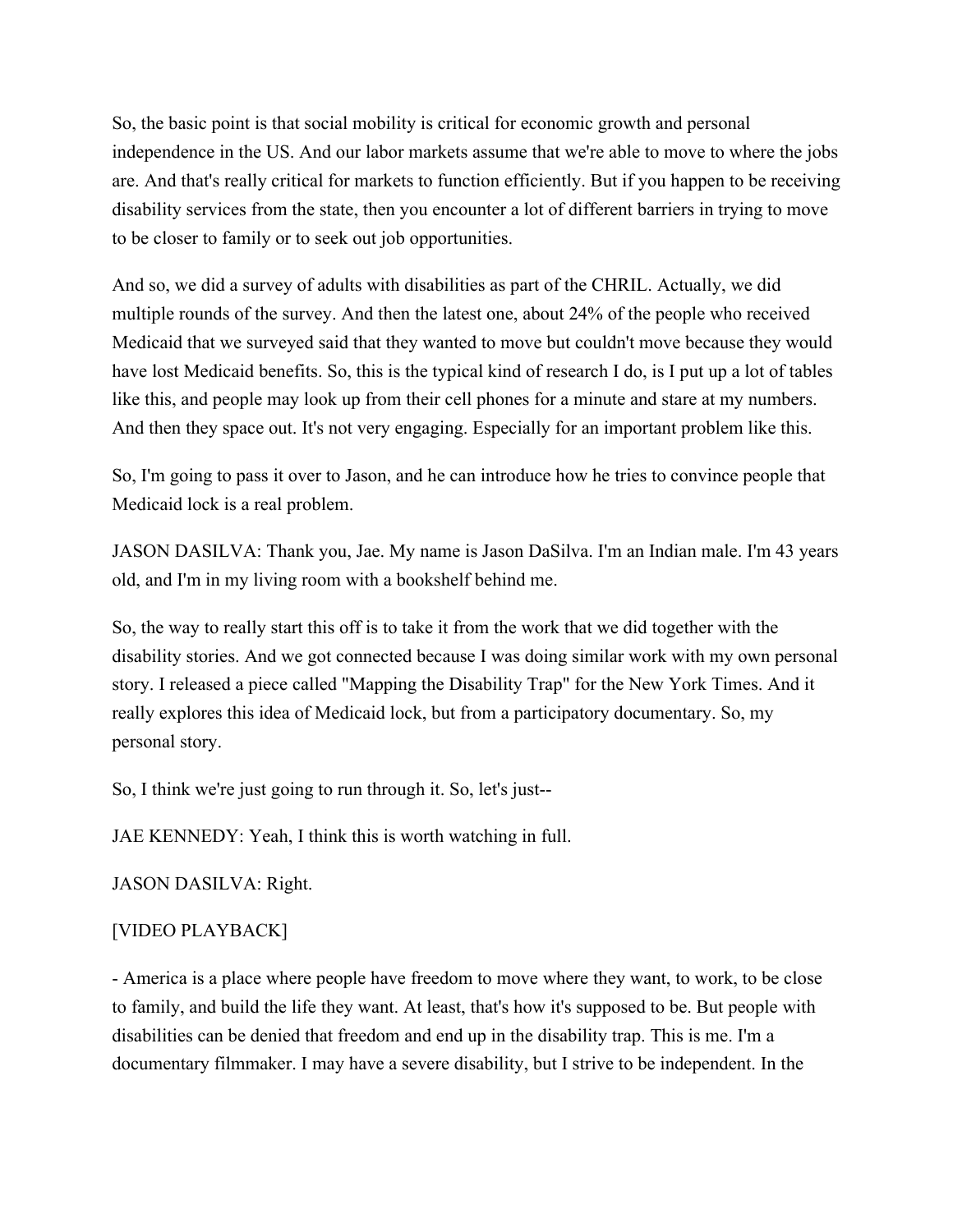So, the basic point is that social mobility is critical for economic growth and personal independence in the US. And our labor markets assume that we're able to move to where the jobs are. And that's really critical for markets to function efficiently. But if you happen to be receiving disability services from the state, then you encounter a lot of different barriers in trying to move to be closer to family or to seek out job opportunities.

And so, we did a survey of adults with disabilities as part of the CHRIL. Actually, we did multiple rounds of the survey. And then the latest one, about 24% of the people who received Medicaid that we surveyed said that they wanted to move but couldn't move because they would have lost Medicaid benefits. So, this is the typical kind of research I do, is I put up a lot of tables like this, and people may look up from their cell phones for a minute and stare at my numbers. And then they space out. It's not very engaging. Especially for an important problem like this.

So, I'm going to pass it over to Jason, and he can introduce how he tries to convince people that Medicaid lock is a real problem.

JASON DASILVA: Thank you, Jae. My name is Jason DaSilva. I'm an Indian male. I'm 43 years old, and I'm in my living room with a bookshelf behind me.

So, the way to really start this off is to take it from the work that we did together with the disability stories. And we got connected because I was doing similar work with my own personal story. I released a piece called "Mapping the Disability Trap" for the New York Times. And it really explores this idea of Medicaid lock, but from a participatory documentary. So, my personal story.

So, I think we're just going to run through it. So, let's just--

JAE KENNEDY: Yeah, I think this is worth watching in full.

JASON DASILVA: Right.

[VIDEO PLAYBACK]

- America is a place where people have freedom to move where they want, to work, to be close to family, and build the life they want. At least, that's how it's supposed to be. But people with disabilities can be denied that freedom and end up in the disability trap. This is me. I'm a documentary filmmaker. I may have a severe disability, but I strive to be independent. In the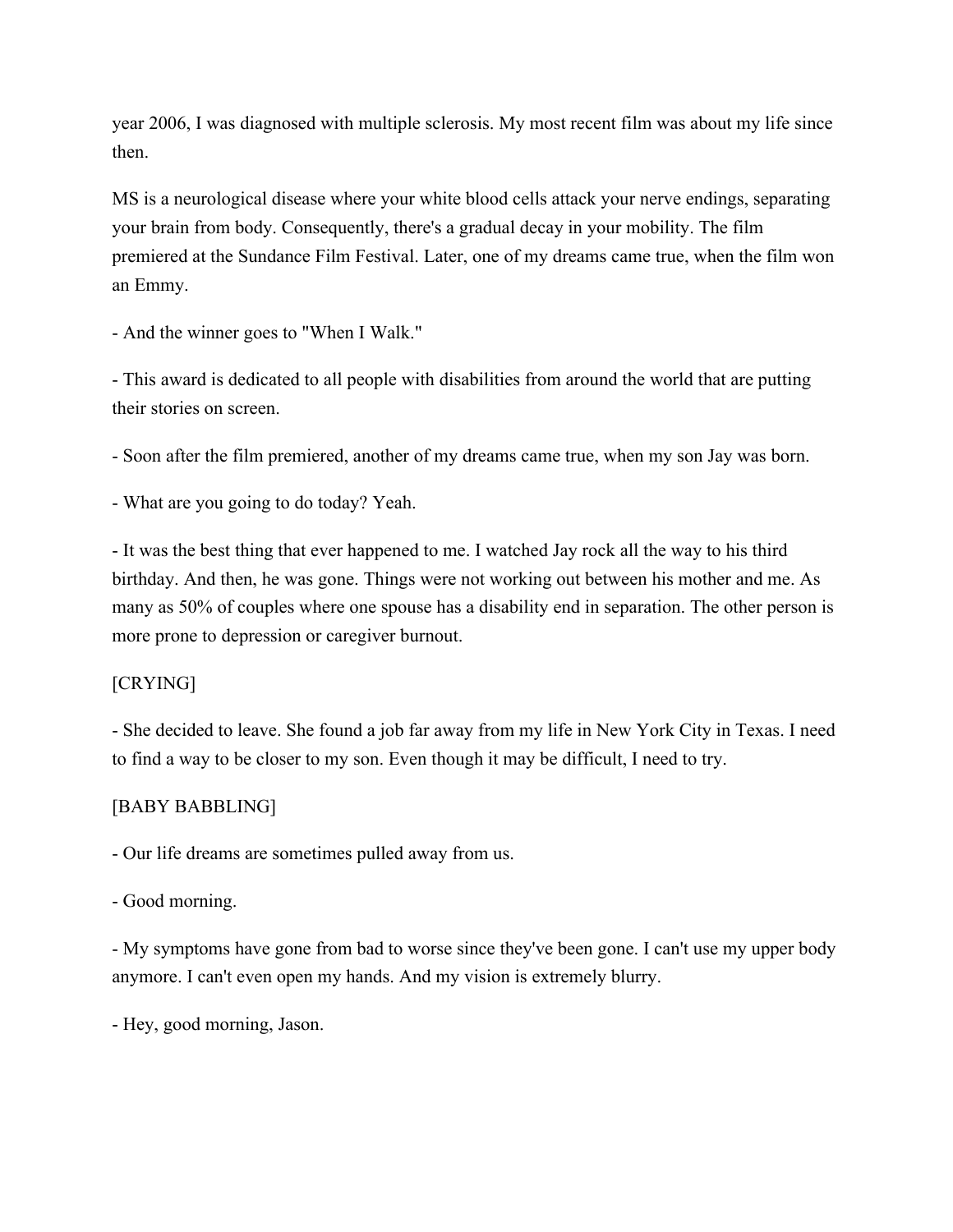year 2006, I was diagnosed with multiple sclerosis. My most recent film was about my life since then.

MS is a neurological disease where your white blood cells attack your nerve endings, separating your brain from body. Consequently, there's a gradual decay in your mobility. The film premiered at the Sundance Film Festival. Later, one of my dreams came true, when the film won an Emmy.

- And the winner goes to "When I Walk."

- This award is dedicated to all people with disabilities from around the world that are putting their stories on screen.

- Soon after the film premiered, another of my dreams came true, when my son Jay was born.

- What are you going to do today? Yeah.

- It was the best thing that ever happened to me. I watched Jay rock all the way to his third birthday. And then, he was gone. Things were not working out between his mother and me. As many as 50% of couples where one spouse has a disability end in separation. The other person is more prone to depression or caregiver burnout.

[CRYING]

- She decided to leave. She found a job far away from my life in New York City in Texas. I need to find a way to be closer to my son. Even though it may be difficult, I need to try.

[BABY BABBLING]

- Our life dreams are sometimes pulled away from us.

- Good morning.

- My symptoms have gone from bad to worse since they've been gone. I can't use my upper body anymore. I can't even open my hands. And my vision is extremely blurry.

- Hey, good morning, Jason.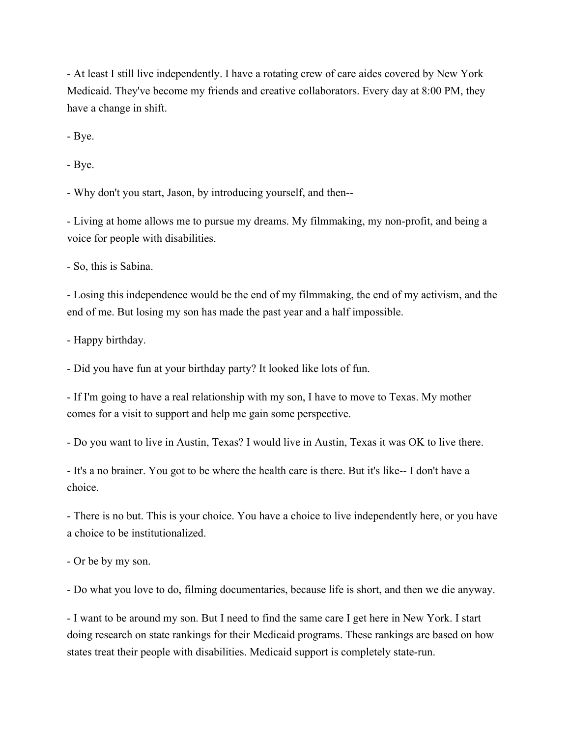- At least I still live independently. I have a rotating crew of care aides covered by New York Medicaid. They've become my friends and creative collaborators. Every day at 8:00 PM, they have a change in shift.

- Bye.

- Bye.

- Why don't you start, Jason, by introducing yourself, and then--

- Living at home allows me to pursue my dreams. My filmmaking, my non-profit, and being a voice for people with disabilities.

- So, this is Sabina.

- Losing this independence would be the end of my filmmaking, the end of my activism, and the end of me. But losing my son has made the past year and a half impossible.

- Happy birthday.

- Did you have fun at your birthday party? It looked like lots of fun.

- If I'm going to have a real relationship with my son, I have to move to Texas. My mother comes for a visit to support and help me gain some perspective.

- Do you want to live in Austin, Texas? I would live in Austin, Texas it was OK to live there.

- It's a no brainer. You got to be where the health care is there. But it's like-- I don't have a choice.

- There is no but. This is your choice. You have a choice to live independently here, or you have a choice to be institutionalized.

- Or be by my son.

- Do what you love to do, filming documentaries, because life is short, and then we die anyway.

- I want to be around my son. But I need to find the same care I get here in New York. I start doing research on state rankings for their Medicaid programs. These rankings are based on how states treat their people with disabilities. Medicaid support is completely state-run.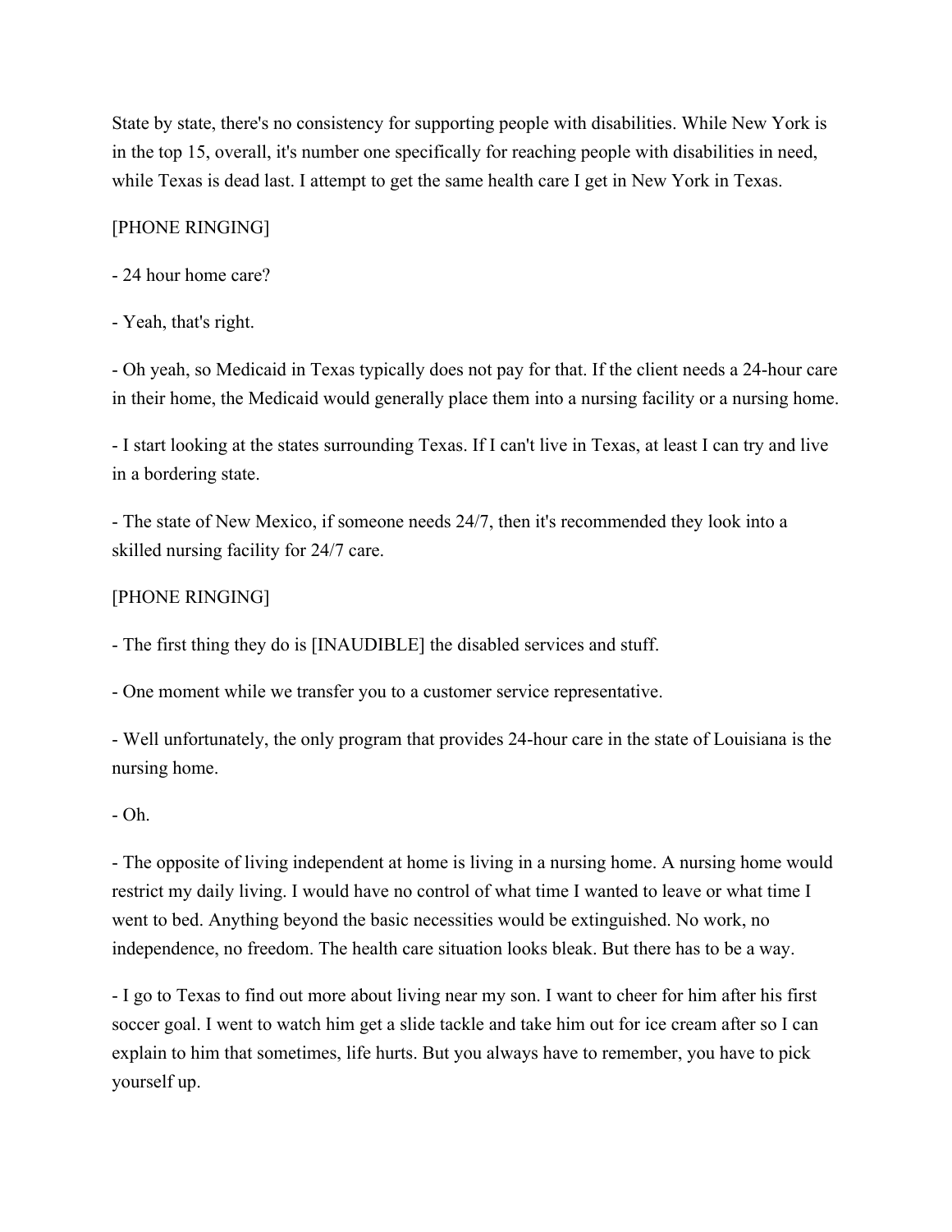State by state, there's no consistency for supporting people with disabilities. While New York is in the top 15, overall, it's number one specifically for reaching people with disabilities in need, while Texas is dead last. I attempt to get the same health care I get in New York in Texas.

[PHONE RINGING]

- 24 hour home care?

- Yeah, that's right.

- Oh yeah, so Medicaid in Texas typically does not pay for that. If the client needs a 24-hour care in their home, the Medicaid would generally place them into a nursing facility or a nursing home.

- I start looking at the states surrounding Texas. If I can't live in Texas, at least I can try and live in a bordering state.

- The state of New Mexico, if someone needs 24/7, then it's recommended they look into a skilled nursing facility for 24/7 care.

[PHONE RINGING]

- The first thing they do is [INAUDIBLE] the disabled services and stuff.

- One moment while we transfer you to a customer service representative.

- Well unfortunately, the only program that provides 24-hour care in the state of Louisiana is the nursing home.

- Oh.

- The opposite of living independent at home is living in a nursing home. A nursing home would restrict my daily living. I would have no control of what time I wanted to leave or what time I went to bed. Anything beyond the basic necessities would be extinguished. No work, no independence, no freedom. The health care situation looks bleak. But there has to be a way.

- I go to Texas to find out more about living near my son. I want to cheer for him after his first soccer goal. I went to watch him get a slide tackle and take him out for ice cream after so I can explain to him that sometimes, life hurts. But you always have to remember, you have to pick yourself up.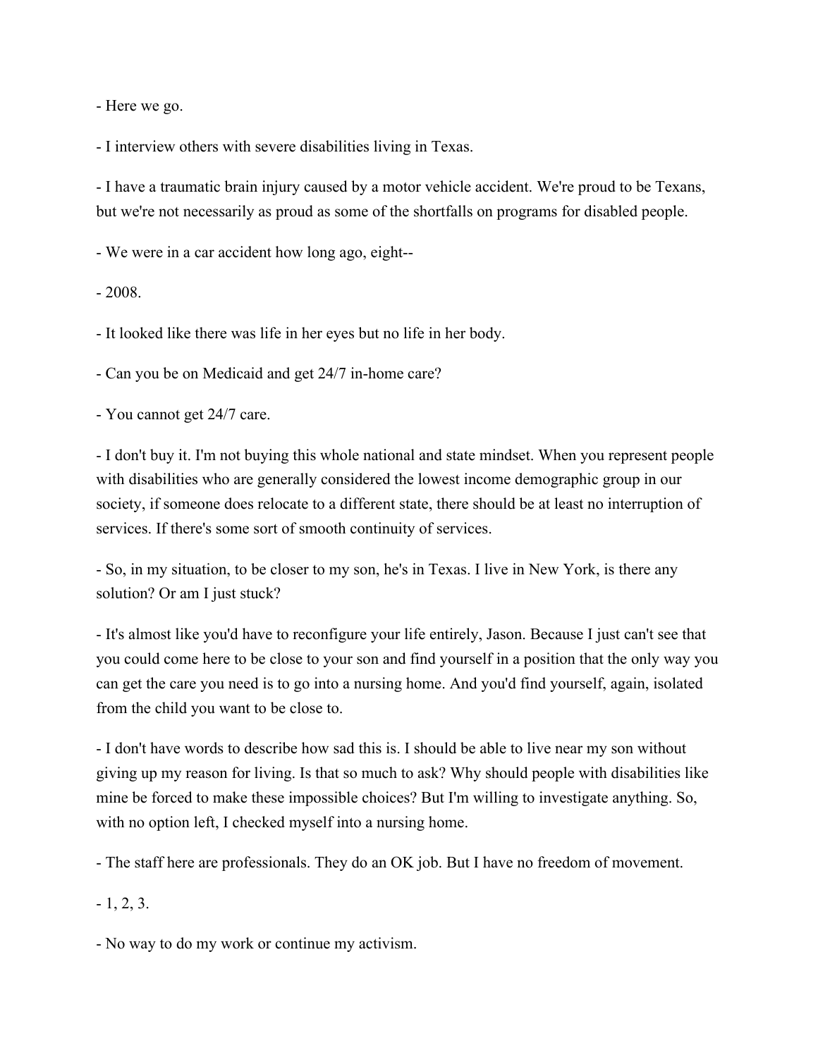- Here we go.

- I interview others with severe disabilities living in Texas.

- I have a traumatic brain injury caused by a motor vehicle accident. We're proud to be Texans, but we're not necessarily as proud as some of the shortfalls on programs for disabled people.

- We were in a car accident how long ago, eight--

- 2008.

- It looked like there was life in her eyes but no life in her body.

- Can you be on Medicaid and get 24/7 in-home care?

- You cannot get 24/7 care.

- I don't buy it. I'm not buying this whole national and state mindset. When you represent people with disabilities who are generally considered the lowest income demographic group in our society, if someone does relocate to a different state, there should be at least no interruption of services. If there's some sort of smooth continuity of services.

- So, in my situation, to be closer to my son, he's in Texas. I live in New York, is there any solution? Or am I just stuck?

- It's almost like you'd have to reconfigure your life entirely, Jason. Because I just can't see that you could come here to be close to your son and find yourself in a position that the only way you can get the care you need is to go into a nursing home. And you'd find yourself, again, isolated from the child you want to be close to.

- I don't have words to describe how sad this is. I should be able to live near my son without giving up my reason for living. Is that so much to ask? Why should people with disabilities like mine be forced to make these impossible choices? But I'm willing to investigate anything. So, with no option left, I checked myself into a nursing home.

- The staff here are professionals. They do an OK job. But I have no freedom of movement.

- 1, 2, 3.

- No way to do my work or continue my activism.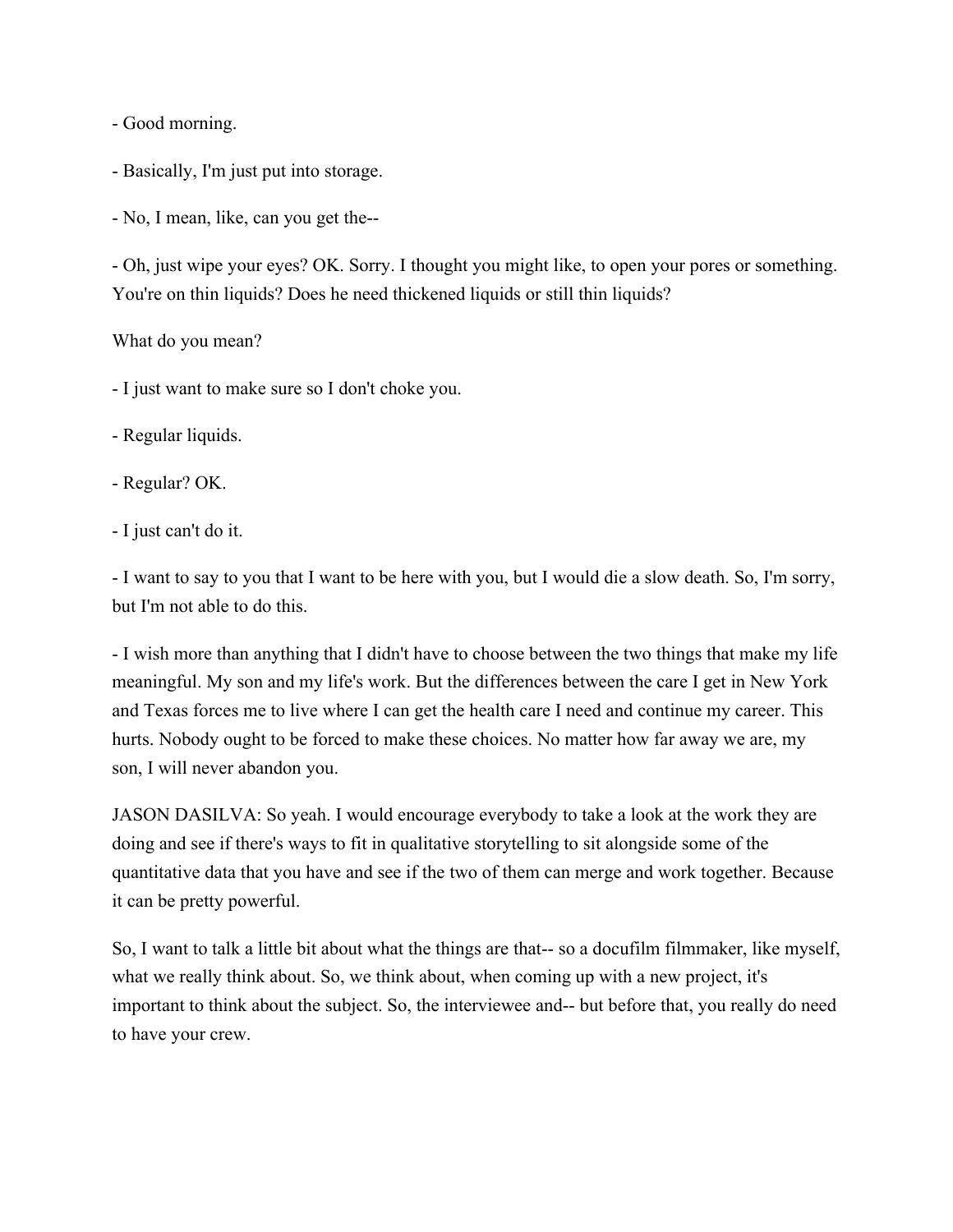- Good morning.

- Basically, I'm just put into storage.

- No, I mean, like, can you get the--

- Oh, just wipe your eyes? OK. Sorry. I thought you might like, to open your pores or something. You're on thin liquids? Does he need thickened liquids or still thin liquids?

What do you mean?

- I just want to make sure so I don't choke you.

- Regular liquids.

- Regular? OK.

- I just can't do it.

- I want to say to you that I want to be here with you, but I would die a slow death. So, I'm sorry, but I'm not able to do this.

- I wish more than anything that I didn't have to choose between the two things that make my life meaningful. My son and my life's work. But the differences between the care I get in New York and Texas forces me to live where I can get the health care I need and continue my career. This hurts. Nobody ought to be forced to make these choices. No matter how far away we are, my son, I will never abandon you.

JASON DASILVA: So yeah. I would encourage everybody to take a look at the work they are doing and see if there's ways to fit in qualitative storytelling to sit alongside some of the quantitative data that you have and see if the two of them can merge and work together. Because it can be pretty powerful.

So, I want to talk a little bit about what the things are that-- so a docufilm filmmaker, like myself, what we really think about. So, we think about, when coming up with a new project, it's important to think about the subject. So, the interviewee and-- but before that, you really do need to have your crew.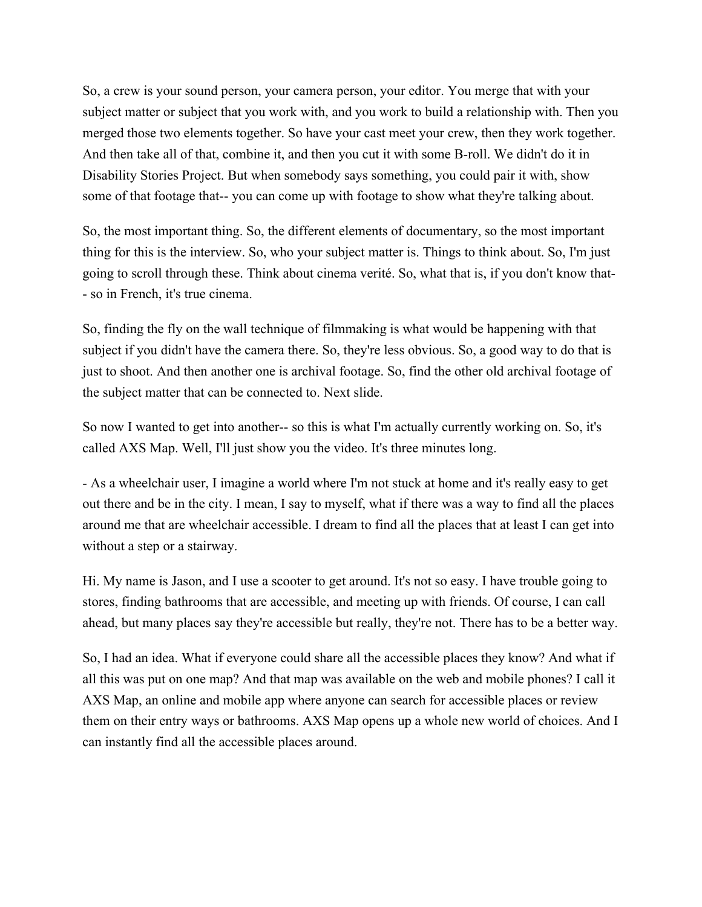So, a crew is your sound person, your camera person, your editor. You merge that with your subject matter or subject that you work with, and you work to build a relationship with. Then you merged those two elements together. So have your cast meet your crew, then they work together. And then take all of that, combine it, and then you cut it with some B-roll. We didn't do it in Disability Stories Project. But when somebody says something, you could pair it with, show some of that footage that-- you can come up with footage to show what they're talking about.

So, the most important thing. So, the different elements of documentary, so the most important thing for this is the interview. So, who your subject matter is. Things to think about. So, I'm just going to scroll through these. Think about cinema verité. So, what that is, if you don't know that-- so in French, it's true cinema.

So, finding the fly on the wall technique of filmmaking is what would be happening with that subject if you didn't have the camera there. So, they're less obvious. So, a good way to do that is just to shoot. And then another one is archival footage. So, find the other old archival footage of the subject matter that can be connected to. Next slide.

So now I wanted to get into another-- so this is what I'm actually currently working on. So, it's called AXS Map. Well, I'll just show you the video. It's three minutes long.

- As a wheelchair user, I imagine a world where I'm not stuck at home and it's really easy to get out there and be in the city. I mean, I say to myself, what if there was a way to find all the places around me that are wheelchair accessible. I dream to find all the places that at least I can get into without a step or a stairway.

Hi. My name is Jason, and I use a scooter to get around. It's not so easy. I have trouble going to stores, finding bathrooms that are accessible, and meeting up with friends. Of course, I can call ahead, but many places say they're accessible but really, they're not. There has to be a better way.

So, I had an idea. What if everyone could share all the accessible places they know? And what if all this was put on one map? And that map was available on the web and mobile phones? I call it AXS Map, an online and mobile app where anyone can search for accessible places or review them on their entry ways or bathrooms. AXS Map opens up a whole new world of choices. And I can instantly find all the accessible places around.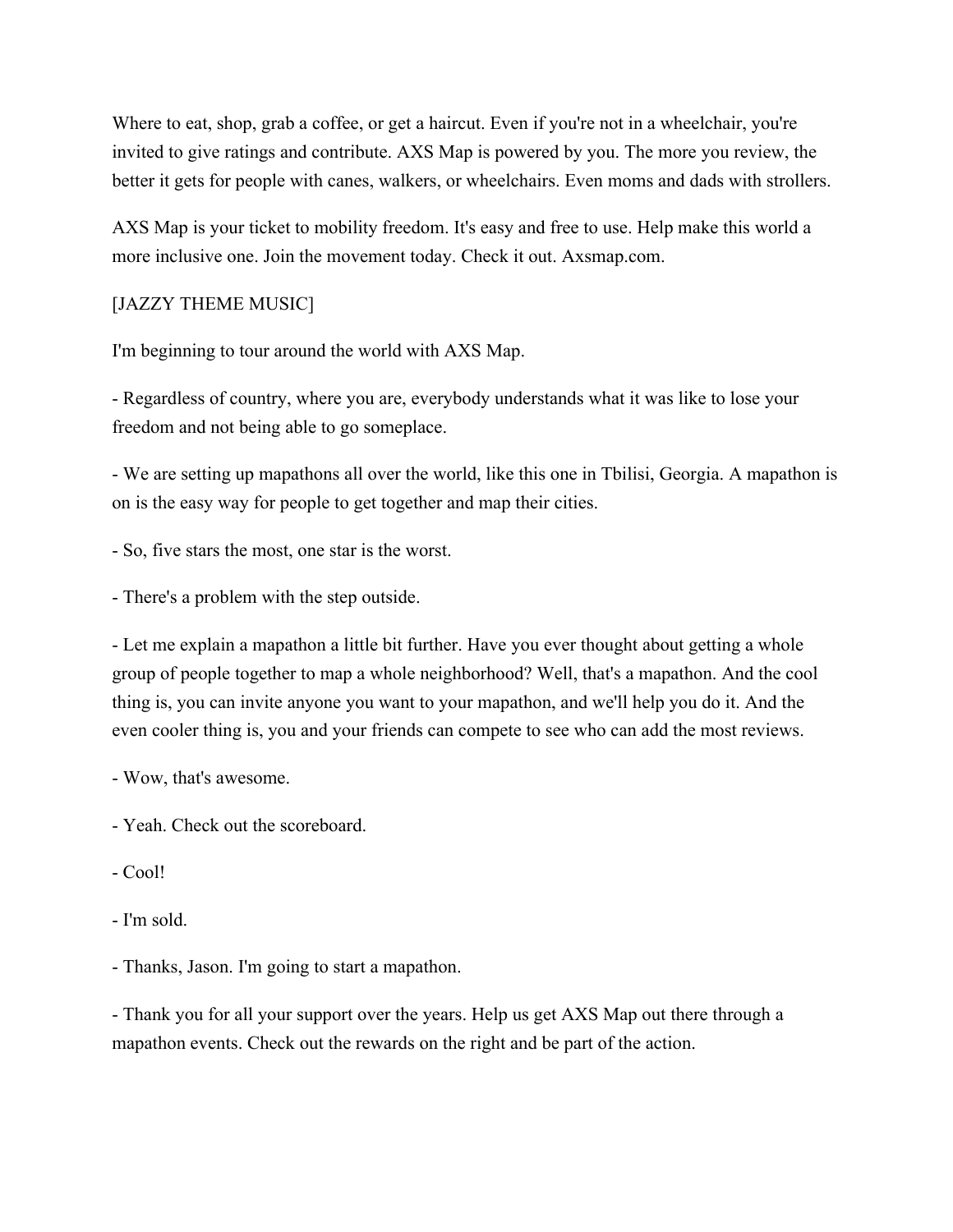Where to eat, shop, grab a coffee, or get a haircut. Even if you're not in a wheelchair, you're invited to give ratings and contribute. AXS Map is powered by you. The more you review, the better it gets for people with canes, walkers, or wheelchairs. Even moms and dads with strollers.

AXS Map is your ticket to mobility freedom. It's easy and free to use. Help make this world a more inclusive one. Join the movement today. Check it out. Axsmap.com.

[JAZZY THEME MUSIC]

I'm beginning to tour around the world with AXS Map.

- Regardless of country, where you are, everybody understands what it was like to lose your freedom and not being able to go someplace.

- We are setting up mapathons all over the world, like this one in Tbilisi, Georgia. A mapathon is on is the easy way for people to get together and map their cities.

- So, five stars the most, one star is the worst.

- There's a problem with the step outside.

- Let me explain a mapathon a little bit further. Have you ever thought about getting a whole group of people together to map a whole neighborhood? Well, that's a mapathon. And the cool thing is, you can invite anyone you want to your mapathon, and we'll help you do it. And the even cooler thing is, you and your friends can compete to see who can add the most reviews.

- Wow, that's awesome.

- Yeah. Check out the scoreboard.

- Cool!

- I'm sold.

- Thanks, Jason. I'm going to start a mapathon.

- Thank you for all your support over the years. Help us get AXS Map out there through a mapathon events. Check out the rewards on the right and be part of the action.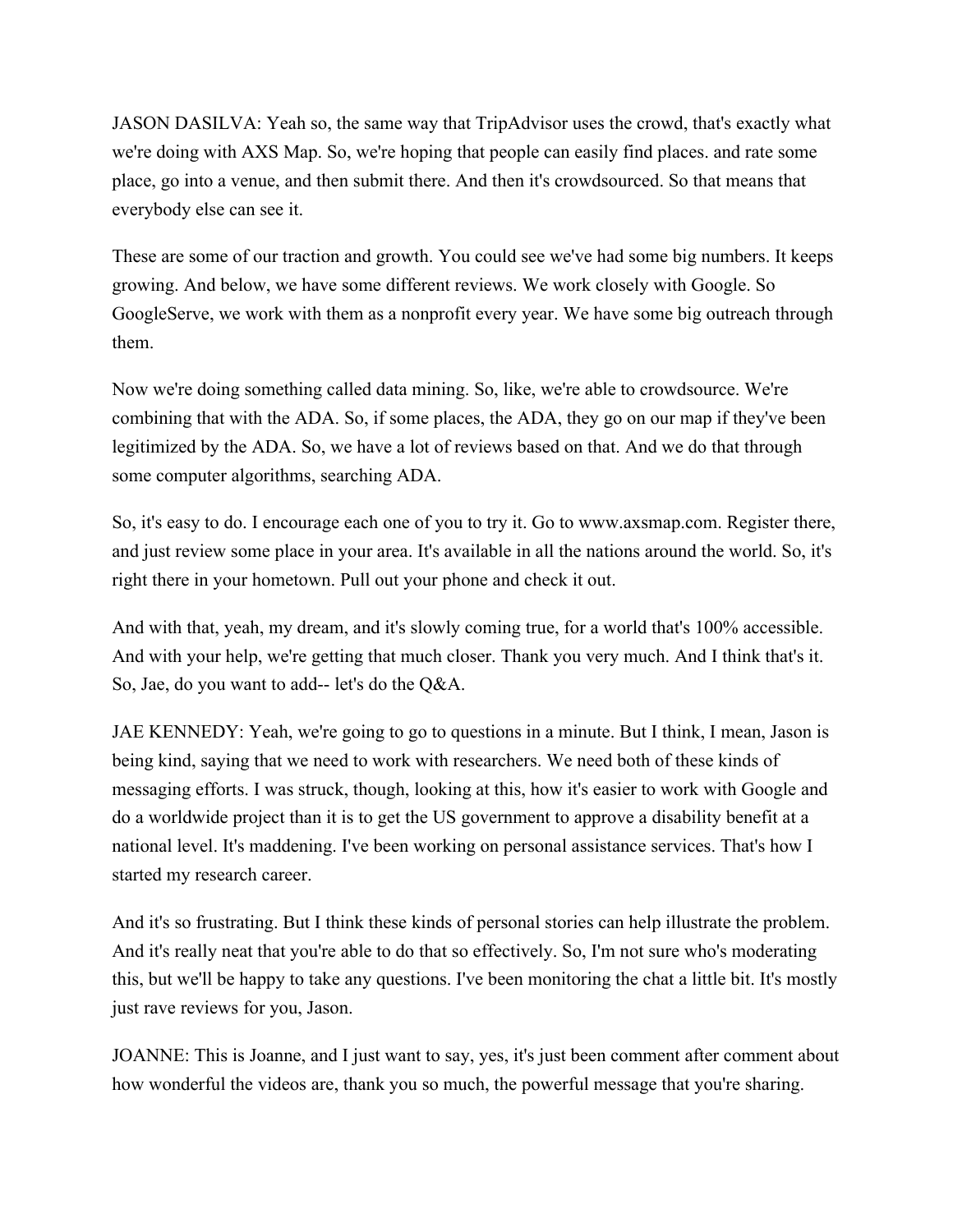JASON DASILVA: Yeah so, the same way that TripAdvisor uses the crowd, that's exactly what we're doing with AXS Map. So, we're hoping that people can easily find places. and rate some place, go into a venue, and then submit there. And then it's crowdsourced. So that means that everybody else can see it.

These are some of our traction and growth. You could see we've had some big numbers. It keeps growing. And below, we have some different reviews. We work closely with Google. So GoogleServe, we work with them as a nonprofit every year. We have some big outreach through them.

Now we're doing something called data mining. So, like, we're able to crowdsource. We're combining that with the ADA. So, if some places, the ADA, they go on our map if they've been legitimized by the ADA. So, we have a lot of reviews based on that. And we do that through some computer algorithms, searching ADA.

So, it's easy to do. I encourage each one of you to try it. Go to www.axsmap.com. Register there, and just review some place in your area. It's available in all the nations around the world. So, it's right there in your hometown. Pull out your phone and check it out.

And with that, yeah, my dream, and it's slowly coming true, for a world that's 100% accessible. And with your help, we're getting that much closer. Thank you very much. And I think that's it. So, Jae, do you want to add-- let's do the Q&A.

JAE KENNEDY: Yeah, we're going to go to questions in a minute. But I think, I mean, Jason is being kind, saying that we need to work with researchers. We need both of these kinds of messaging efforts. I was struck, though, looking at this, how it's easier to work with Google and do a worldwide project than it is to get the US government to approve a disability benefit at a national level. It's maddening. I've been working on personal assistance services. That's how I started my research career.

And it's so frustrating. But I think these kinds of personal stories can help illustrate the problem. And it's really neat that you're able to do that so effectively. So, I'm not sure who's moderating this, but we'll be happy to take any questions. I've been monitoring the chat a little bit. It's mostly just rave reviews for you, Jason.

JOANNE: This is Joanne, and I just want to say, yes, it's just been comment after comment about how wonderful the videos are, thank you so much, the powerful message that you're sharing.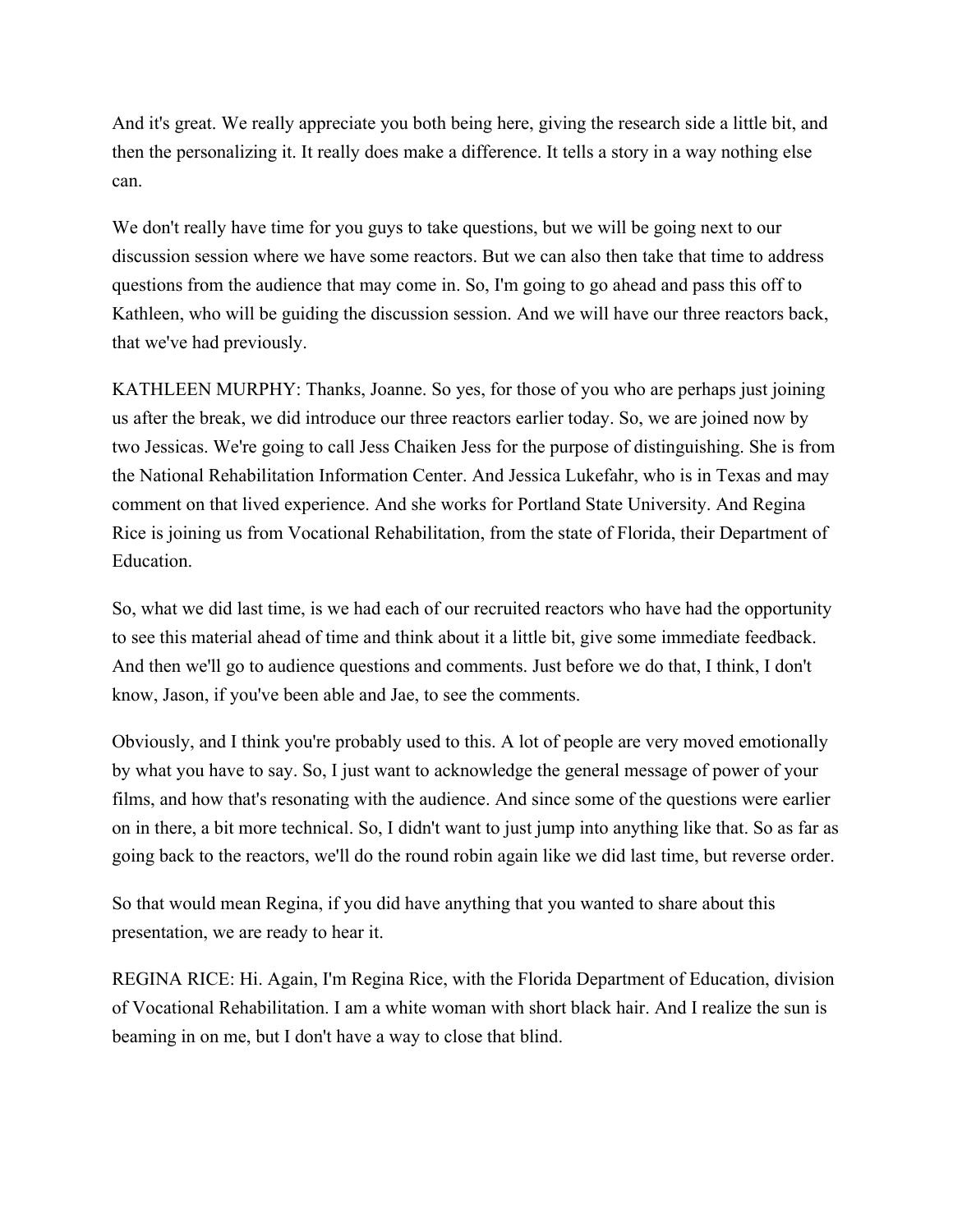And it's great. We really appreciate you both being here, giving the research side a little bit, and then the personalizing it. It really does make a difference. It tells a story in a way nothing else can.

We don't really have time for you guys to take questions, but we will be going next to our discussion session where we have some reactors. But we can also then take that time to address questions from the audience that may come in. So, I'm going to go ahead and pass this off to Kathleen, who will be guiding the discussion session. And we will have our three reactors back, that we've had previously.

KATHLEEN MURPHY: Thanks, Joanne. So yes, for those of you who are perhaps just joining us after the break, we did introduce our three reactors earlier today. So, we are joined now by two Jessicas. We're going to call Jess Chaiken Jess for the purpose of distinguishing. She is from the National Rehabilitation Information Center. And Jessica Lukefahr, who is in Texas and may comment on that lived experience. And she works for Portland State University. And Regina Rice is joining us from Vocational Rehabilitation, from the state of Florida, their Department of Education.

So, what we did last time, is we had each of our recruited reactors who have had the opportunity to see this material ahead of time and think about it a little bit, give some immediate feedback. And then we'll go to audience questions and comments. Just before we do that, I think, I don't know, Jason, if you've been able and Jae, to see the comments.

Obviously, and I think you're probably used to this. A lot of people are very moved emotionally by what you have to say. So, I just want to acknowledge the general message of power of your films, and how that's resonating with the audience. And since some of the questions were earlier on in there, a bit more technical. So, I didn't want to just jump into anything like that. So as far as going back to the reactors, we'll do the round robin again like we did last time, but reverse order.

So that would mean Regina, if you did have anything that you wanted to share about this presentation, we are ready to hear it.

REGINA RICE: Hi. Again, I'm Regina Rice, with the Florida Department of Education, division of Vocational Rehabilitation. I am a white woman with short black hair. And I realize the sun is beaming in on me, but I don't have a way to close that blind.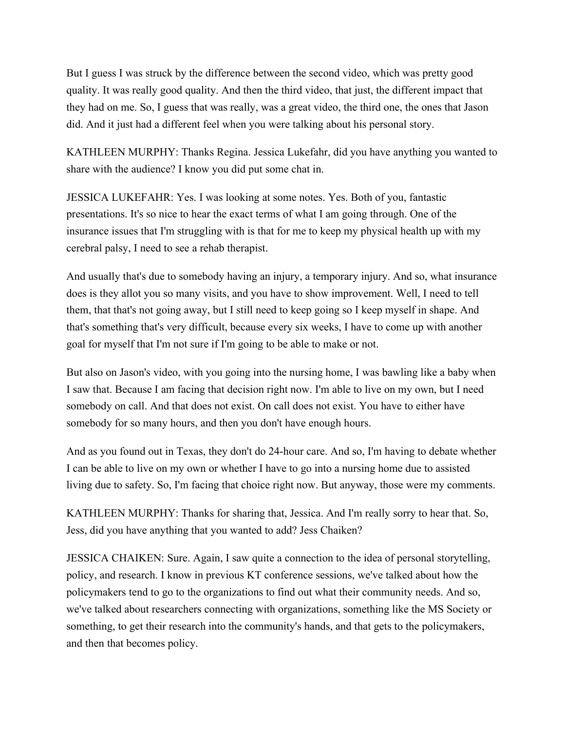But I guess I was struck by the difference between the second video, which was pretty good quality. It was really good quality. And then the third video, that just, the different impact that they had on me. So, I guess that was really, was a great video, the third one, the ones that Jason did. And it just had a different feel when you were talking about his personal story.

KATHLEEN MURPHY: Thanks Regina. Jessica Lukefahr, did you have anything you wanted to share with the audience? I know you did put some chat in.

JESSICA LUKEFAHR: Yes. I was looking at some notes. Yes. Both of you, fantastic presentations. It's so nice to hear the exact terms of what I am going through. One of the insurance issues that I'm struggling with is that for me to keep my physical health up with my cerebral palsy, I need to see a rehab therapist.

And usually that's due to somebody having an injury, a temporary injury. And so, what insurance does is they allot you so many visits, and you have to show improvement. Well, I need to tell them, that that's not going away, but I still need to keep going so I keep myself in shape. And that's something that's very difficult, because every six weeks, I have to come up with another goal for myself that I'm not sure if I'm going to be able to make or not.

But also on Jason's video, with you going into the nursing home, I was bawling like a baby when I saw that. Because I am facing that decision right now. I'm able to live on my own, but I need somebody on call. And that does not exist. On call does not exist. You have to either have somebody for so many hours, and then you don't have enough hours.

And as you found out in Texas, they don't do 24-hour care. And so, I'm having to debate whether I can be able to live on my own or whether I have to go into a nursing home due to assisted living due to safety. So, I'm facing that choice right now. But anyway, those were my comments.

KATHLEEN MURPHY: Thanks for sharing that, Jessica. And I'm really sorry to hear that. So, Jess, did you have anything that you wanted to add? Jess Chaiken?

JESSICA CHAIKEN: Sure. Again, I saw quite a connection to the idea of personal storytelling, policy, and research. I know in previous KT conference sessions, we've talked about how the policymakers tend to go to the organizations to find out what their community needs. And so, we've talked about researchers connecting with organizations, something like the MS Society or something, to get their research into the community's hands, and that gets to the policymakers, and then that becomes policy.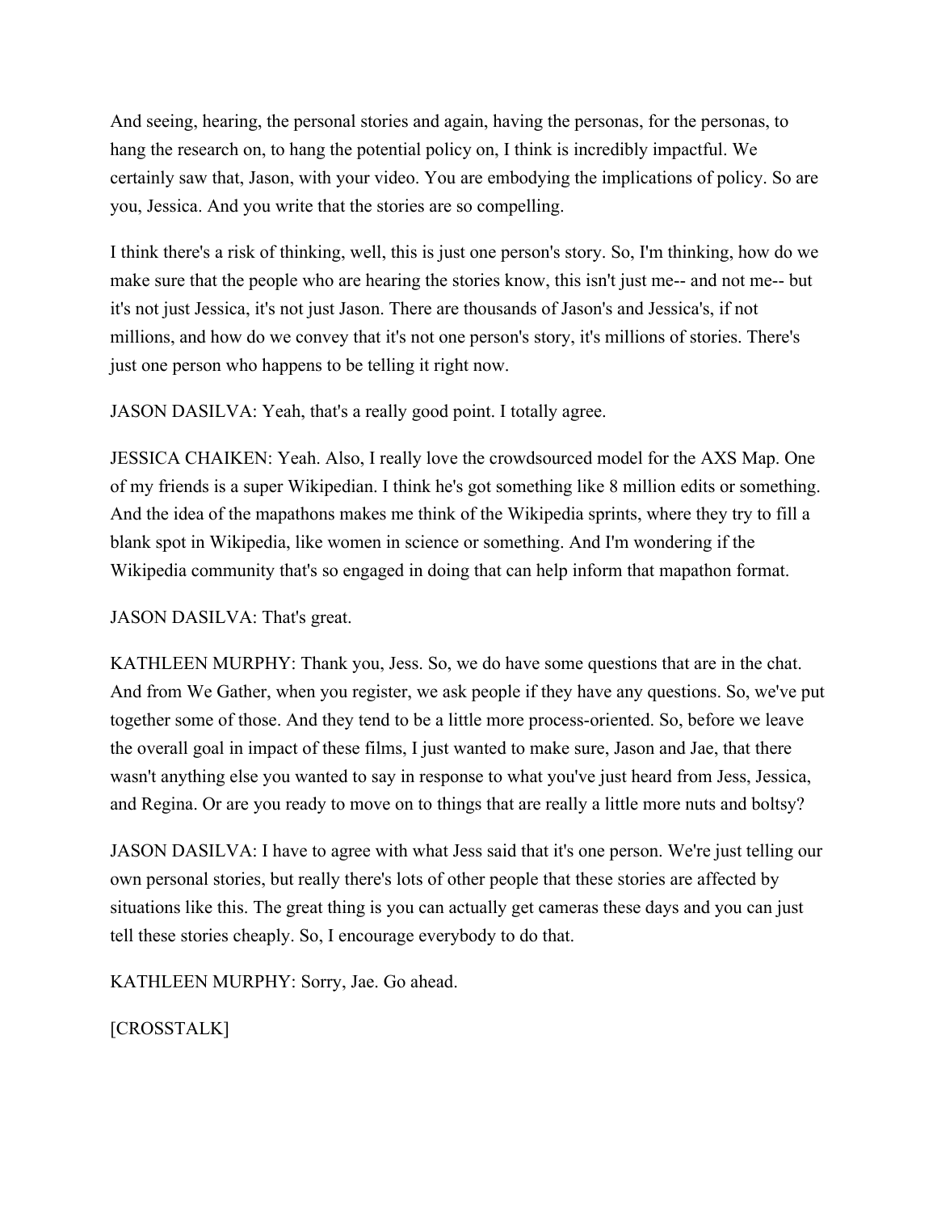And seeing, hearing, the personal stories and again, having the personas, for the personas, to hang the research on, to hang the potential policy on, I think is incredibly impactful. We certainly saw that, Jason, with your video. You are embodying the implications of policy. So are you, Jessica. And you write that the stories are so compelling.

I think there's a risk of thinking, well, this is just one person's story. So, I'm thinking, how do we make sure that the people who are hearing the stories know, this isn't just me-- and not me-- but it's not just Jessica, it's not just Jason. There are thousands of Jason's and Jessica's, if not millions, and how do we convey that it's not one person's story, it's millions of stories. There's just one person who happens to be telling it right now.

JASON DASILVA: Yeah, that's a really good point. I totally agree.

JESSICA CHAIKEN: Yeah. Also, I really love the crowdsourced model for the AXS Map. One of my friends is a super Wikipedian. I think he's got something like 8 million edits or something. And the idea of the mapathons makes me think of the Wikipedia sprints, where they try to fill a blank spot in Wikipedia, like women in science or something. And I'm wondering if the Wikipedia community that's so engaged in doing that can help inform that mapathon format.

JASON DASILVA: That's great.

KATHLEEN MURPHY: Thank you, Jess. So, we do have some questions that are in the chat. And from We Gather, when you register, we ask people if they have any questions. So, we've put together some of those. And they tend to be a little more process-oriented. So, before we leave the overall goal in impact of these films, I just wanted to make sure, Jason and Jae, that there wasn't anything else you wanted to say in response to what you've just heard from Jess, Jessica, and Regina. Or are you ready to move on to things that are really a little more nuts and boltsy?

JASON DASILVA: I have to agree with what Jess said that it's one person. We're just telling our own personal stories, but really there's lots of other people that these stories are affected by situations like this. The great thing is you can actually get cameras these days and you can just tell these stories cheaply. So, I encourage everybody to do that.

KATHLEEN MURPHY: Sorry, Jae. Go ahead.

[CROSSTALK]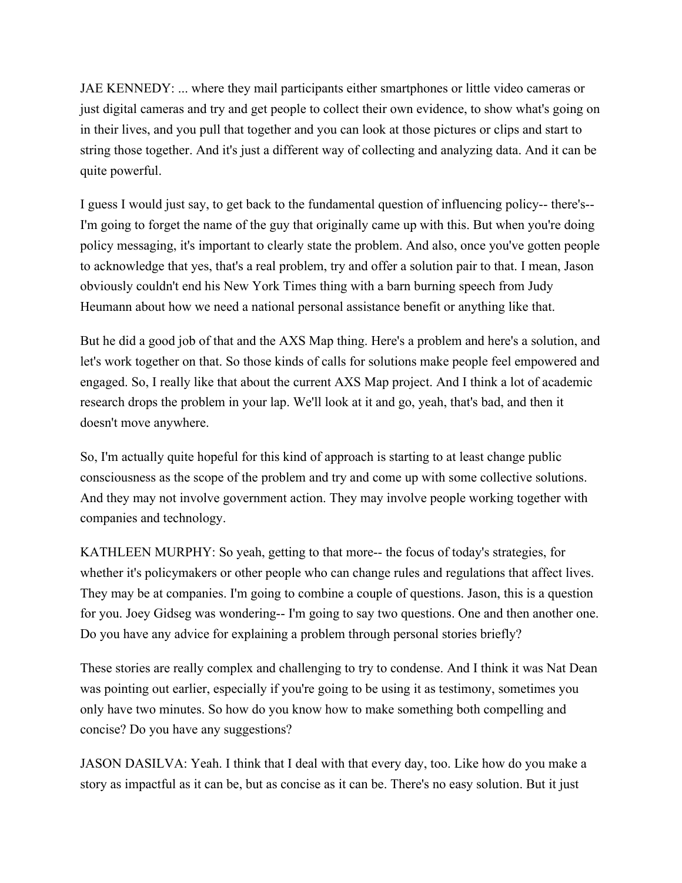JAE KENNEDY: ... where they mail participants either smartphones or little video cameras or just digital cameras and try and get people to collect their own evidence, to show what's going on in their lives, and you pull that together and you can look at those pictures or clips and start to string those together. And it's just a different way of collecting and analyzing data. And it can be quite powerful.

I guess I would just say, to get back to the fundamental question of influencing policy-- there's-- I'm going to forget the name of the guy that originally came up with this. But when you're doing policy messaging, it's important to clearly state the problem. And also, once you've gotten people to acknowledge that yes, that's a real problem, try and offer a solution pair to that. I mean, Jason obviously couldn't end his New York Times thing with a barn burning speech from Judy Heumann about how we need a national personal assistance benefit or anything like that.

But he did a good job of that and the AXS Map thing. Here's a problem and here's a solution, and let's work together on that. So those kinds of calls for solutions make people feel empowered and engaged. So, I really like that about the current AXS Map project. And I think a lot of academic research drops the problem in your lap. We'll look at it and go, yeah, that's bad, and then it doesn't move anywhere.

So, I'm actually quite hopeful for this kind of approach is starting to at least change public consciousness as the scope of the problem and try and come up with some collective solutions. And they may not involve government action. They may involve people working together with companies and technology.

KATHLEEN MURPHY: So yeah, getting to that more-- the focus of today's strategies, for whether it's policymakers or other people who can change rules and regulations that affect lives. They may be at companies. I'm going to combine a couple of questions. Jason, this is a question for you. Joey Gidseg was wondering-- I'm going to say two questions. One and then another one. Do you have any advice for explaining a problem through personal stories briefly?

These stories are really complex and challenging to try to condense. And I think it was Nat Dean was pointing out earlier, especially if you're going to be using it as testimony, sometimes you only have two minutes. So how do you know how to make something both compelling and concise? Do you have any suggestions?

JASON DASILVA: Yeah. I think that I deal with that every day, too. Like how do you make a story as impactful as it can be, but as concise as it can be. There's no easy solution. But it just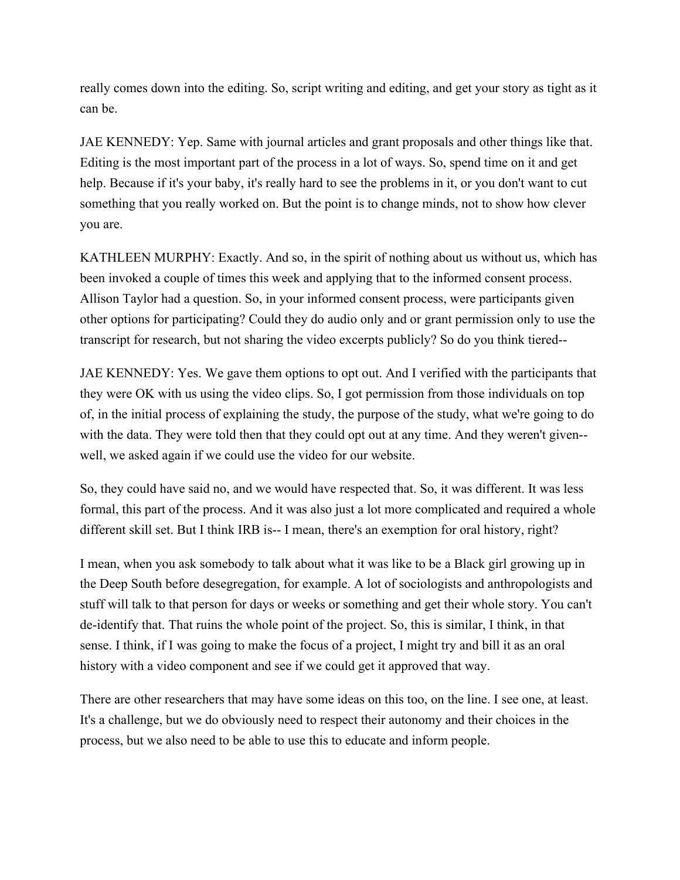really comes down into the editing. So, script writing and editing, and get your story as tight as it can be.

JAE KENNEDY: Yep. Same with journal articles and grant proposals and other things like that. Editing is the most important part of the process in a lot of ways. So, spend time on it and get help. Because if it's your baby, it's really hard to see the problems in it, or you don't want to cut something that you really worked on. But the point is to change minds, not to show how clever you are.

KATHLEEN MURPHY: Exactly. And so, in the spirit of nothing about us without us, which has been invoked a couple of times this week and applying that to the informed consent process. Allison Taylor had a question. So, in your informed consent process, were participants given other options for participating? Could they do audio only and or grant permission only to use the transcript for research, but not sharing the video excerpts publicly? So do you think tiered--

JAE KENNEDY: Yes. We gave them options to opt out. And I verified with the participants that they were OK with us using the video clips. So, I got permission from those individuals on top of, in the initial process of explaining the study, the purpose of the study, what we're going to do with the data. They were told then that they could opt out at any time. And they weren't given-- well, we asked again if we could use the video for our website.

So, they could have said no, and we would have respected that. So, it was different. It was less formal, this part of the process. And it was also just a lot more complicated and required a whole different skill set. But I think IRB is-- I mean, there's an exemption for oral history, right?

I mean, when you ask somebody to talk about what it was like to be a Black girl growing up in the Deep South before desegregation, for example. A lot of sociologists and anthropologists and stuff will talk to that person for days or weeks or something and get their whole story. You can't de-identify that. That ruins the whole point of the project. So, this is similar, I think, in that sense. I think, if I was going to make the focus of a project, I might try and bill it as an oral history with a video component and see if we could get it approved that way.

There are other researchers that may have some ideas on this too, on the line. I see one, at least. It's a challenge, but we do obviously need to respect their autonomy and their choices in the process, but we also need to be able to use this to educate and inform people.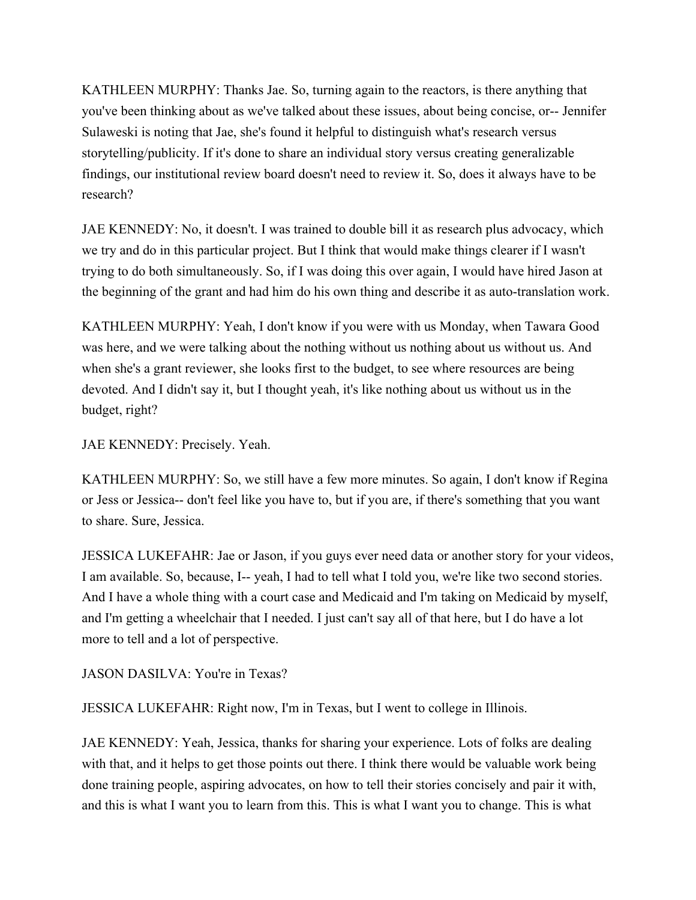KATHLEEN MURPHY: Thanks Jae. So, turning again to the reactors, is there anything that you've been thinking about as we've talked about these issues, about being concise, or-- Jennifer Sulaweski is noting that Jae, she's found it helpful to distinguish what's research versus storytelling/publicity. If it's done to share an individual story versus creating generalizable findings, our institutional review board doesn't need to review it. So, does it always have to be research?

JAE KENNEDY: No, it doesn't. I was trained to double bill it as research plus advocacy, which we try and do in this particular project. But I think that would make things clearer if I wasn't trying to do both simultaneously. So, if I was doing this over again, I would have hired Jason at the beginning of the grant and had him do his own thing and describe it as auto-translation work.

KATHLEEN MURPHY: Yeah, I don't know if you were with us Monday, when Tawara Good was here, and we were talking about the nothing without us nothing about us without us. And when she's a grant reviewer, she looks first to the budget, to see where resources are being devoted. And I didn't say it, but I thought yeah, it's like nothing about us without us in the budget, right?

JAE KENNEDY: Precisely. Yeah.

KATHLEEN MURPHY: So, we still have a few more minutes. So again, I don't know if Regina or Jess or Jessica-- don't feel like you have to, but if you are, if there's something that you want to share. Sure, Jessica.

JESSICA LUKEFAHR: Jae or Jason, if you guys ever need data or another story for your videos, I am available. So, because, I-- yeah, I had to tell what I told you, we're like two second stories. And I have a whole thing with a court case and Medicaid and I'm taking on Medicaid by myself, and I'm getting a wheelchair that I needed. I just can't say all of that here, but I do have a lot more to tell and a lot of perspective.

JASON DASILVA: You're in Texas?

JESSICA LUKEFAHR: Right now, I'm in Texas, but I went to college in Illinois.

JAE KENNEDY: Yeah, Jessica, thanks for sharing your experience. Lots of folks are dealing with that, and it helps to get those points out there. I think there would be valuable work being done training people, aspiring advocates, on how to tell their stories concisely and pair it with, and this is what I want you to learn from this. This is what I want you to change. This is what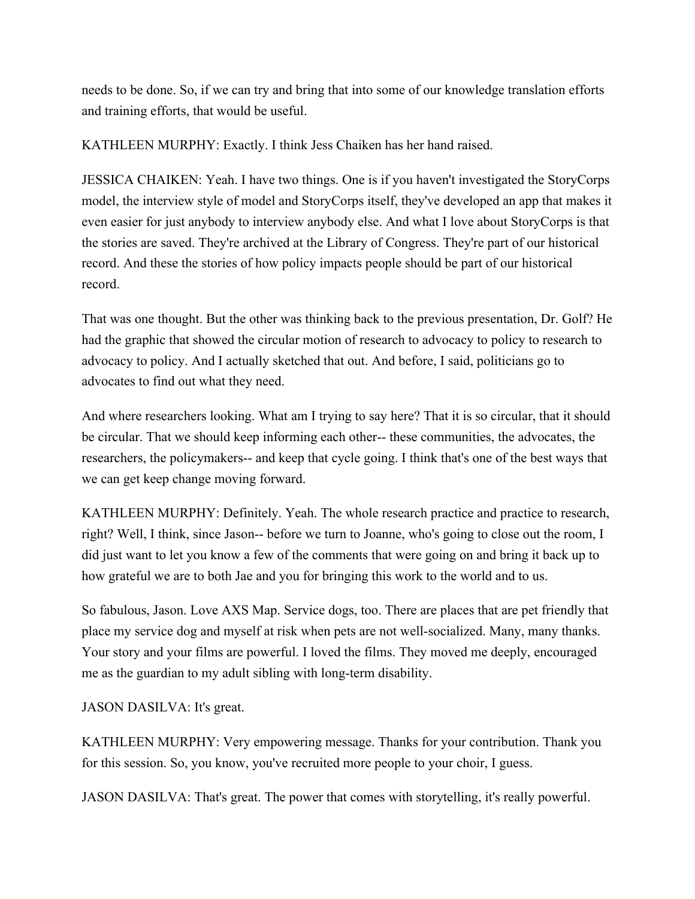needs to be done. So, if we can try and bring that into some of our knowledge translation efforts and training efforts, that would be useful.

KATHLEEN MURPHY: Exactly. I think Jess Chaiken has her hand raised.

JESSICA CHAIKEN: Yeah. I have two things. One is if you haven't investigated the StoryCorps model, the interview style of model and StoryCorps itself, they've developed an app that makes it even easier for just anybody to interview anybody else. And what I love about StoryCorps is that the stories are saved. They're archived at the Library of Congress. They're part of our historical record. And these the stories of how policy impacts people should be part of our historical record.

That was one thought. But the other was thinking back to the previous presentation, Dr. Golf? He had the graphic that showed the circular motion of research to advocacy to policy to research to advocacy to policy. And I actually sketched that out. And before, I said, politicians go to advocates to find out what they need.

And where researchers looking. What am I trying to say here? That it is so circular, that it should be circular. That we should keep informing each other-- these communities, the advocates, the researchers, the policymakers-- and keep that cycle going. I think that's one of the best ways that we can get keep change moving forward.

KATHLEEN MURPHY: Definitely. Yeah. The whole research practice and practice to research, right? Well, I think, since Jason-- before we turn to Joanne, who's going to close out the room, I did just want to let you know a few of the comments that were going on and bring it back up to how grateful we are to both Jae and you for bringing this work to the world and to us.

So fabulous, Jason. Love AXS Map. Service dogs, too. There are places that are pet friendly that place my service dog and myself at risk when pets are not well-socialized. Many, many thanks. Your story and your films are powerful. I loved the films. They moved me deeply, encouraged me as the guardian to my adult sibling with long-term disability.

JASON DASILVA: It's great.

KATHLEEN MURPHY: Very empowering message. Thanks for your contribution. Thank you for this session. So, you know, you've recruited more people to your choir, I guess.

JASON DASILVA: That's great. The power that comes with storytelling, it's really powerful.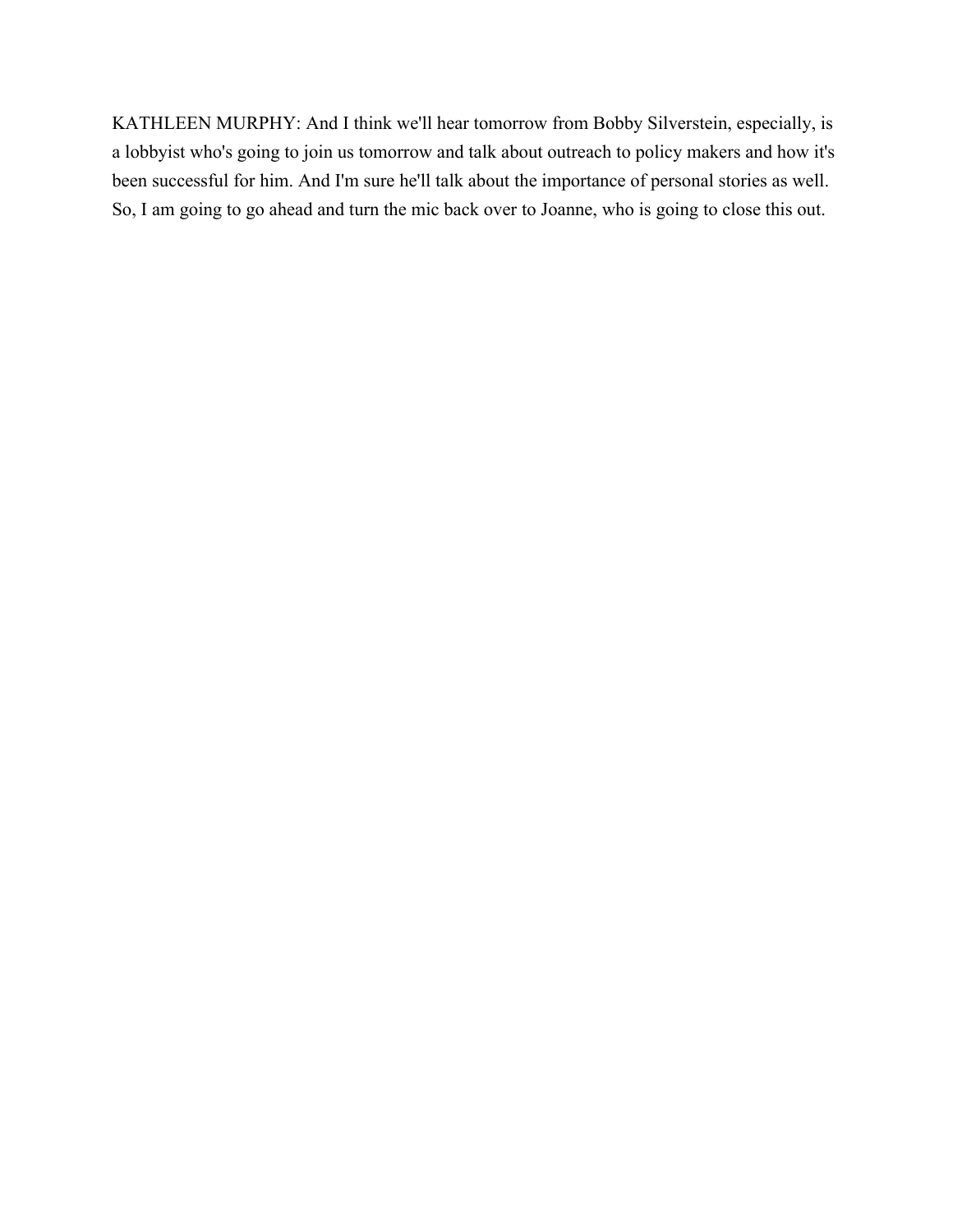KATHLEEN MURPHY: And I think we'll hear tomorrow from Bobby Silverstein, especially, is a lobbyist who's going to join us tomorrow and talk about outreach to policy makers and how it's been successful for him. And I'm sure he'll talk about the importance of personal stories as well. So, I am going to go ahead and turn the mic back over to Joanne, who is going to close this out.